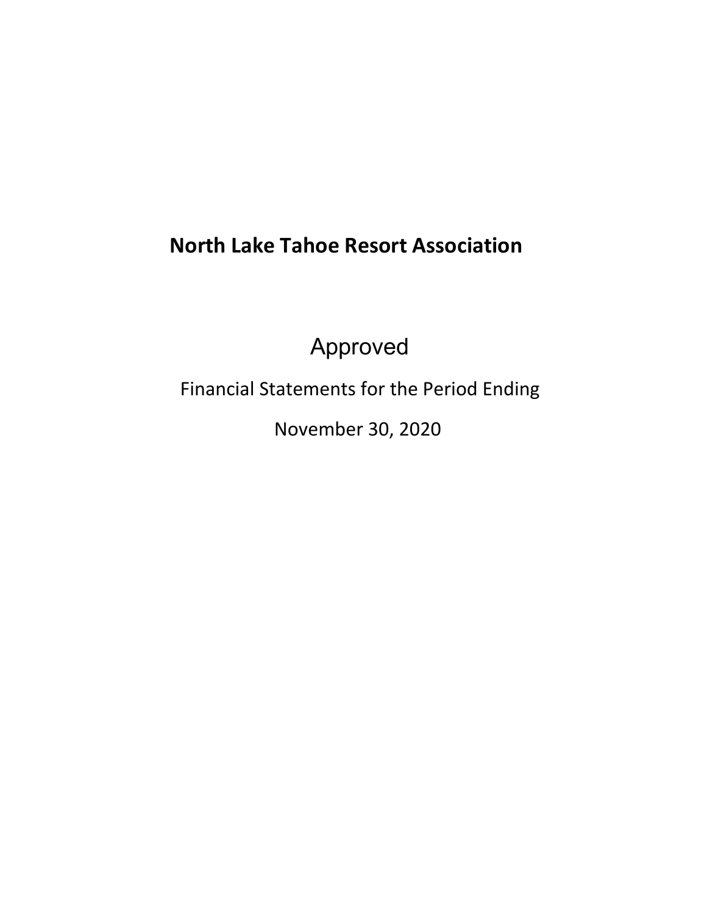# North Lake Tahoe Resort Association

Approved

Financial Statements for the Period Ending

November 30, 2020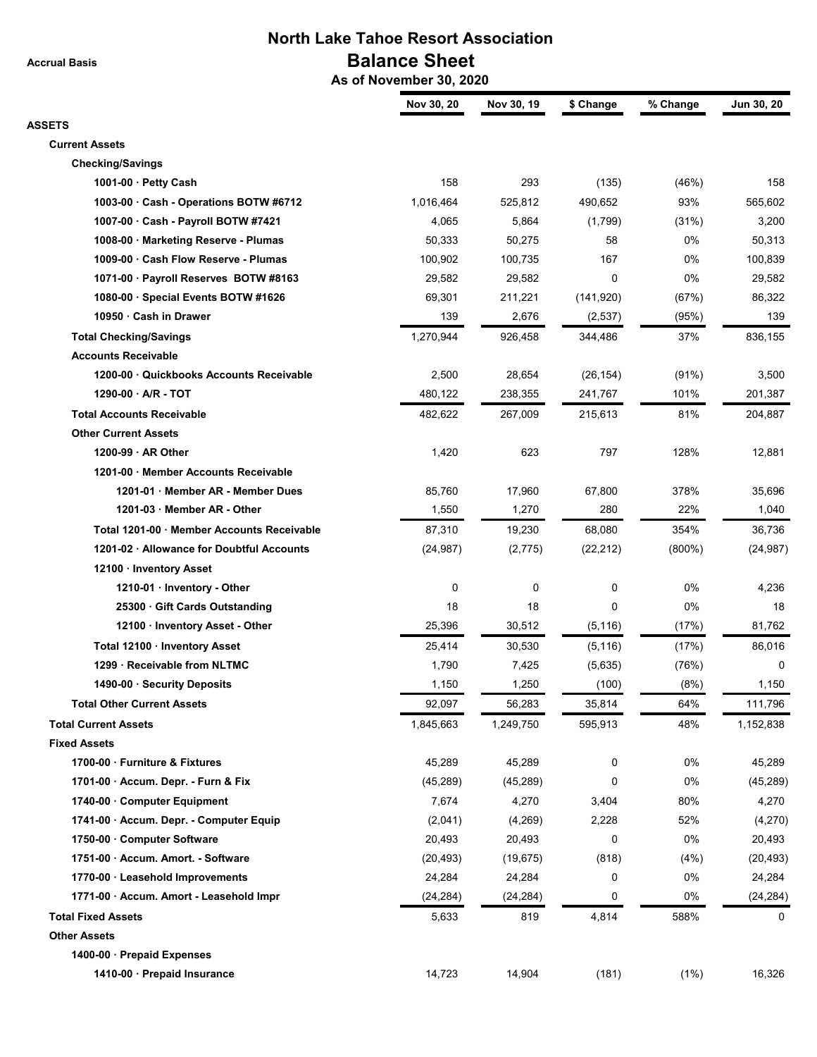# North Lake Tahoe Resort Association

## Balance Sheet

### As of November 30, 2020

Accrual Basis

| | Nov 30, 20 | Nov 30, 19 | $ Change | % Change | Jun 30, 20 |
|---|---|---|---|---|---|
| **ASSETS** | | | | | |
| **Current Assets** | | | | | |
| **Checking/Savings** | | | | | |
| 1001-00 · Petty Cash | 158 | 293 | (135) | (46%) | 158 |
| 1003-00 · Cash - Operations BOTW #6712 | 1,016,464 | 525,812 | 490,652 | 93% | 565,602 |
| 1007-00 · Cash - Payroll BOTW #7421 | 4,065 | 5,864 | (1,799) | (31%) | 3,200 |
| 1008-00 · Marketing Reserve - Plumas | 50,333 | 50,275 | 58 | 0% | 50,313 |
| 1009-00 · Cash Flow Reserve - Plumas | 100,902 | 100,735 | 167 | 0% | 100,839 |
| 1071-00 · Payroll Reserves BOTW #8163 | 29,582 | 29,582 | 0 | 0% | 29,582 |
| 1080-00 · Special Events BOTW #1626 | 69,301 | 211,221 | (141,920) | (67%) | 86,322 |
| 10950 · Cash in Drawer | 139 | 2,676 | (2,537) | (95%) | 139 |
| **Total Checking/Savings** | 1,270,944 | 926,458 | 344,486 | 37% | 836,155 |
| **Accounts Receivable** | | | | | |
| 1200-00 · Quickbooks Accounts Receivable | 2,500 | 28,654 | (26,154) | (91%) | 3,500 |
| 1290-00 · A/R - TOT | 480,122 | 238,355 | 241,767 | 101% | 201,387 |
| **Total Accounts Receivable** | 482,622 | 267,009 | 215,613 | 81% | 204,887 |
| **Other Current Assets** | | | | | |
| 1200-99 · AR Other | 1,420 | 623 | 797 | 128% | 12,881 |
| 1201-00 · Member Accounts Receivable | | | | | |
| 1201-01 · Member AR - Member Dues | 85,760 | 17,960 | 67,800 | 378% | 35,696 |
| 1201-03 · Member AR - Other | 1,550 | 1,270 | 280 | 22% | 1,040 |
| Total 1201-00 · Member Accounts Receivable | 87,310 | 19,230 | 68,080 | 354% | 36,736 |
| 1201-02 · Allowance for Doubtful Accounts | (24,987) | (2,775) | (22,212) | (800%) | (24,987) |
| 12100 · Inventory Asset | | | | | |
| 1210-01 · Inventory - Other | 0 | 0 | 0 | 0% | 4,236 |
| 25300 · Gift Cards Outstanding | 18 | 18 | 0 | 0% | 18 |
| 12100 · Inventory Asset - Other | 25,396 | 30,512 | (5,116) | (17%) | 81,762 |
| Total 12100 · Inventory Asset | 25,414 | 30,530 | (5,116) | (17%) | 86,016 |
| 1299 · Receivable from NLTMC | 1,790 | 7,425 | (5,635) | (76%) | 0 |
| 1490-00 · Security Deposits | 1,150 | 1,250 | (100) | (8%) | 1,150 |
| **Total Other Current Assets** | 92,097 | 56,283 | 35,814 | 64% | 111,796 |
| **Total Current Assets** | 1,845,663 | 1,249,750 | 595,913 | 48% | 1,152,838 |
| **Fixed Assets** | | | | | |
| 1700-00 · Furniture & Fixtures | 45,289 | 45,289 | 0 | 0% | 45,289 |
| 1701-00 · Accum. Depr. - Furn & Fix | (45,289) | (45,289) | 0 | 0% | (45,289) |
| 1740-00 · Computer Equipment | 7,674 | 4,270 | 3,404 | 80% | 4,270 |
| 1741-00 · Accum. Depr. - Computer Equip | (2,041) | (4,269) | 2,228 | 52% | (4,270) |
| 1750-00 · Computer Software | 20,493 | 20,493 | 0 | 0% | 20,493 |
| 1751-00 · Accum. Amort. - Software | (20,493) | (19,675) | (818) | (4%) | (20,493) |
| 1770-00 · Leasehold Improvements | 24,284 | 24,284 | 0 | 0% | 24,284 |
| 1771-00 · Accum. Amort - Leasehold Impr | (24,284) | (24,284) | 0 | 0% | (24,284) |
| **Total Fixed Assets** | 5,633 | 819 | 4,814 | 588% | 0 |
| **Other Assets** | | | | | |
| 1400-00 · Prepaid Expenses | | | | | |
| 1410-00 · Prepaid Insurance | 14,723 | 14,904 | (181) | (1%) | 16,326 |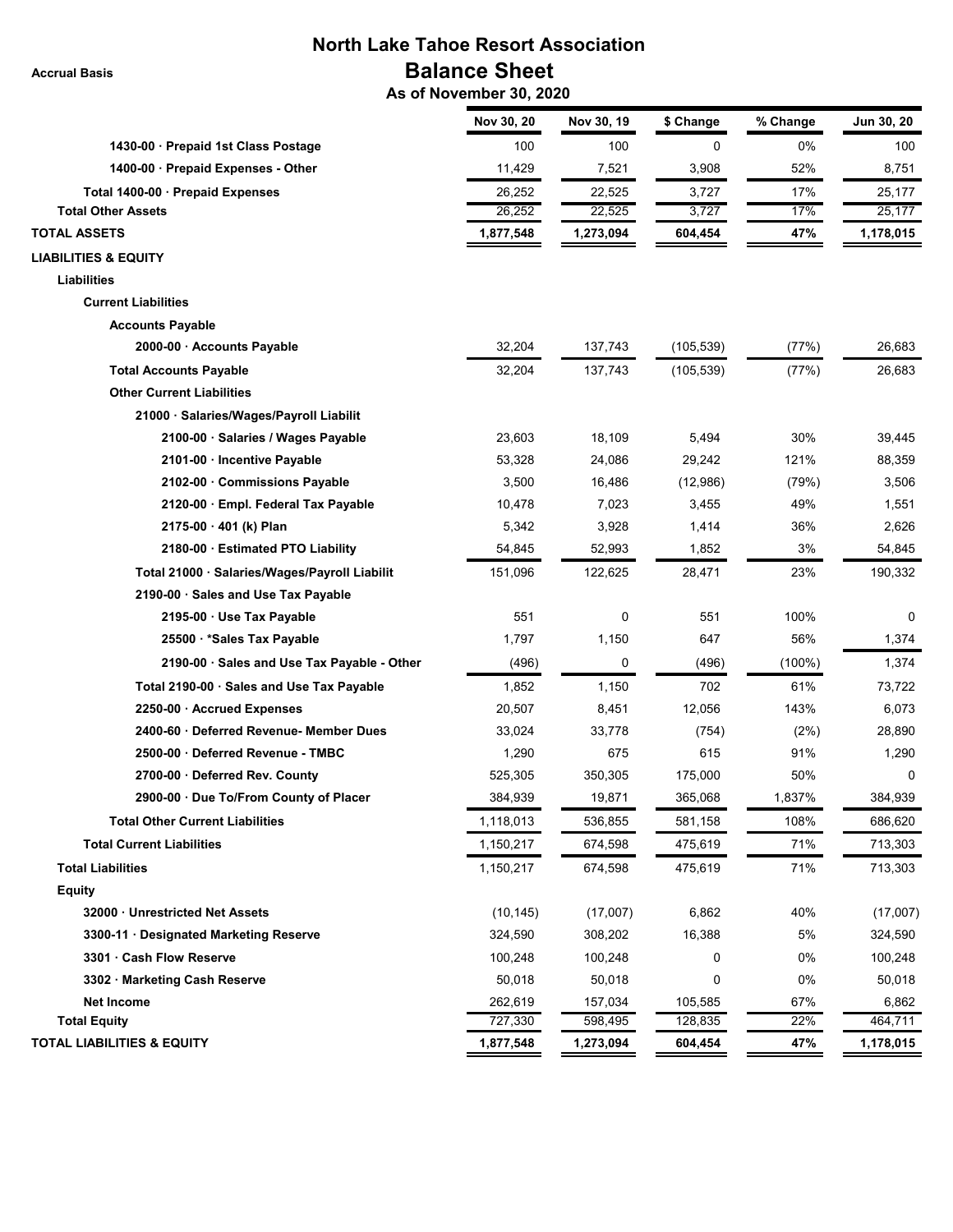# North Lake Tahoe Resort Association

## Balance Sheet

### As of November 30, 2020

Accrual Basis

| | Nov 30, 20 | Nov 30, 19 | $ Change | % Change | Jun 30, 20 |
|---|---|---|---|---|---|
| 1430-00 · Prepaid 1st Class Postage | 100 | 100 | 0 | 0% | 100 |
| 1400-00 · Prepaid Expenses - Other | 11,429 | 7,521 | 3,908 | 52% | 8,751 |
| Total 1400-00 · Prepaid Expenses | 26,252 | 22,525 | 3,727 | 17% | 25,177 |
| Total Other Assets | 26,252 | 22,525 | 3,727 | 17% | 25,177 |
| **TOTAL ASSETS** | **1,877,548** | **1,273,094** | **604,454** | **47%** | **1,178,015** |
| **LIABILITIES & EQUITY** | | | | | |
| **Liabilities** | | | | | |
| **Current Liabilities** | | | | | |
| **Accounts Payable** | | | | | |
| 2000-00 · Accounts Payable | 32,204 | 137,743 | (105,539) | (77%) | 26,683 |
| **Total Accounts Payable** | 32,204 | 137,743 | (105,539) | (77%) | 26,683 |
| **Other Current Liabilities** | | | | | |
| 21000 · Salaries/Wages/Payroll Liabilit | | | | | |
| 2100-00 · Salaries / Wages Payable | 23,603 | 18,109 | 5,494 | 30% | 39,445 |
| 2101-00 · Incentive Payable | 53,328 | 24,086 | 29,242 | 121% | 88,359 |
| 2102-00 · Commissions Payable | 3,500 | 16,486 | (12,986) | (79%) | 3,506 |
| 2120-00 · Empl. Federal Tax Payable | 10,478 | 7,023 | 3,455 | 49% | 1,551 |
| 2175-00 · 401 (k) Plan | 5,342 | 3,928 | 1,414 | 36% | 2,626 |
| 2180-00 · Estimated PTO Liability | 54,845 | 52,993 | 1,852 | 3% | 54,845 |
| Total 21000 · Salaries/Wages/Payroll Liabilit | 151,096 | 122,625 | 28,471 | 23% | 190,332 |
| 2190-00 · Sales and Use Tax Payable | | | | | |
| 2195-00 · Use Tax Payable | 551 | 0 | 551 | 100% | 0 |
| 25500 · *Sales Tax Payable | 1,797 | 1,150 | 647 | 56% | 1,374 |
| 2190-00 · Sales and Use Tax Payable - Other | (496) | 0 | (496) | (100%) | 1,374 |
| Total 2190-00 · Sales and Use Tax Payable | 1,852 | 1,150 | 702 | 61% | 73,722 |
| 2250-00 · Accrued Expenses | 20,507 | 8,451 | 12,056 | 143% | 6,073 |
| 2400-60 · Deferred Revenue- Member Dues | 33,024 | 33,778 | (754) | (2%) | 28,890 |
| 2500-00 · Deferred Revenue - TMBC | 1,290 | 675 | 615 | 91% | 1,290 |
| 2700-00 · Deferred Rev. County | 525,305 | 350,305 | 175,000 | 50% | 0 |
| 2900-00 · Due To/From County of Placer | 384,939 | 19,871 | 365,068 | 1,837% | 384,939 |
| **Total Other Current Liabilities** | 1,118,013 | 536,855 | 581,158 | 108% | 686,620 |
| **Total Current Liabilities** | 1,150,217 | 674,598 | 475,619 | 71% | 713,303 |
| **Total Liabilities** | 1,150,217 | 674,598 | 475,619 | 71% | 713,303 |
| **Equity** | | | | | |
| 32000 · Unrestricted Net Assets | (10,145) | (17,007) | 6,862 | 40% | (17,007) |
| 3300-11 · Designated Marketing Reserve | 324,590 | 308,202 | 16,388 | 5% | 324,590 |
| 3301 · Cash Flow Reserve | 100,248 | 100,248 | 0 | 0% | 100,248 |
| 3302 · Marketing Cash Reserve | 50,018 | 50,018 | 0 | 0% | 50,018 |
| Net Income | 262,619 | 157,034 | 105,585 | 67% | 6,862 |
| **Total Equity** | 727,330 | 598,495 | 128,835 | 22% | 464,711 |
| **TOTAL LIABILITIES & EQUITY** | **1,877,548** | **1,273,094** | **604,454** | **47%** | **1,178,015** |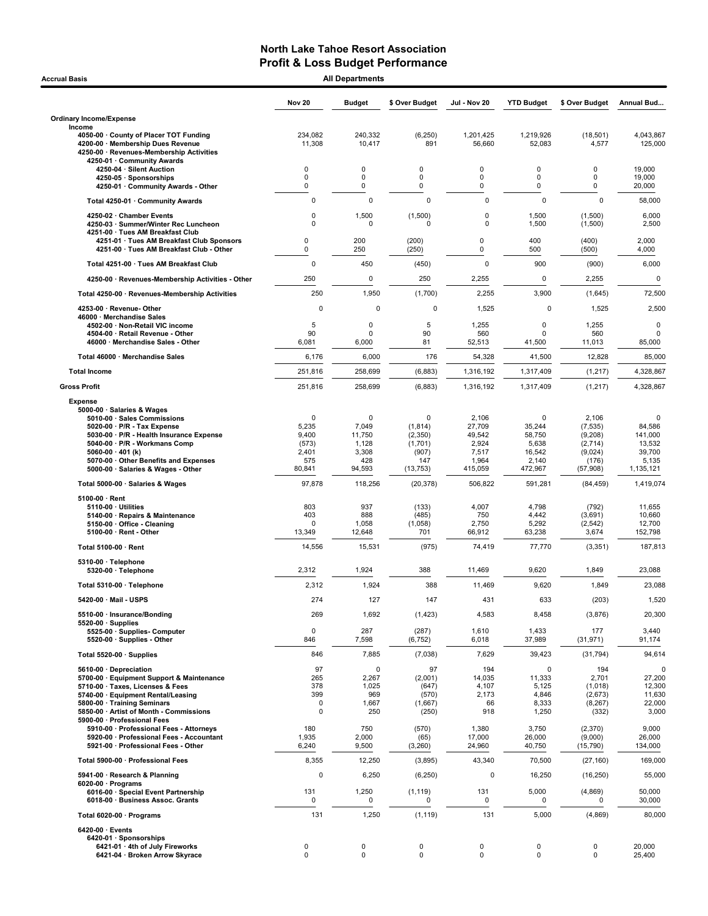# North Lake Tahoe Resort Association
## Profit & Loss Budget Performance

**Accrual Basis** — **All Departments**

| | Nov 20 | Budget | $ Over Budget | Jul - Nov 20 | YTD Budget | $ Over Budget | Annual Bud... |
|---|---|---|---|---|---|---|---|
| **Ordinary Income/Expense** | | | | | | | |
| **Income** | | | | | | | |
| 4050-00 · County of Placer TOT Funding | 234,082 | 240,332 | (6,250) | 1,201,425 | 1,219,926 | (18,501) | 4,043,867 |
| 4200-00 · Membership Dues Revenue | 11,308 | 10,417 | 891 | 56,660 | 52,083 | 4,577 | 125,000 |
| 4250-00 · Revenues-Membership Activities | | | | | | | |
| 4250-01 · Community Awards | | | | | | | |
| 4250-04 · Silent Auction | 0 | 0 | 0 | 0 | 0 | 0 | 19,000 |
| 4250-05 · Sponsorships | 0 | 0 | 0 | 0 | 0 | 0 | 19,000 |
| 4250-01 · Community Awards - Other | 0 | 0 | 0 | 0 | 0 | 0 | 20,000 |
| Total 4250-01 · Community Awards | 0 | 0 | 0 | 0 | 0 | 0 | 58,000 |
| 4250-02 · Chamber Events | 0 | 1,500 | (1,500) | 0 | 1,500 | (1,500) | 6,000 |
| 4250-03 · Summer/Winter Rec Luncheon | 0 | 0 | 0 | 0 | 1,500 | (1,500) | 2,500 |
| 4251-00 · Tues AM Breakfast Club | | | | | | | |
| 4251-01 · Tues AM Breakfast Club Sponsors | 0 | 200 | (200) | 0 | 400 | (400) | 2,000 |
| 4251-00 · Tues AM Breakfast Club - Other | 0 | 250 | (250) | 0 | 500 | (500) | 4,000 |
| Total 4251-00 · Tues AM Breakfast Club | 0 | 450 | (450) | 0 | 900 | (900) | 6,000 |
| 4250-00 · Revenues-Membership Activities - Other | 250 | 0 | 250 | 2,255 | 0 | 2,255 | 0 |
| Total 4250-00 · Revenues-Membership Activities | 250 | 1,950 | (1,700) | 2,255 | 3,900 | (1,645) | 72,500 |
| 4253-00 · Revenue- Other | 0 | 0 | 0 | 1,525 | 0 | 1,525 | 2,500 |
| 46000 · Merchandise Sales | | | | | | | |
| 4502-00 · Non-Retail VIC income | 5 | 0 | 5 | 1,255 | 0 | 1,255 | 0 |
| 4504-00 · Retail Revenue - Other | 90 | 0 | 90 | 560 | 0 | 560 | 0 |
| 46000 · Merchandise Sales - Other | 6,081 | 6,000 | 81 | 52,513 | 41,500 | 11,013 | 85,000 |
| Total 46000 · Merchandise Sales | 6,176 | 6,000 | 176 | 54,328 | 41,500 | 12,828 | 85,000 |
| **Total Income** | 251,816 | 258,699 | (6,883) | 1,316,192 | 1,317,409 | (1,217) | 4,328,867 |
| **Gross Profit** | 251,816 | 258,699 | (6,883) | 1,316,192 | 1,317,409 | (1,217) | 4,328,867 |
| **Expense** | | | | | | | |
| 5000-00 · Salaries & Wages | | | | | | | |
| 5010-00 · Sales Commissions | 0 | 0 | 0 | 2,106 | 0 | 2,106 | 0 |
| 5020-00 · P/R - Tax Expense | 5,235 | 7,049 | (1,814) | 27,709 | 35,244 | (7,535) | 84,586 |
| 5030-00 · P/R - Health Insurance Expense | 9,400 | 11,750 | (2,350) | 49,542 | 58,750 | (9,208) | 141,000 |
| 5040-00 · P/R - Workmans Comp | (573) | 1,128 | (1,701) | 2,924 | 5,638 | (2,714) | 13,532 |
| 5060-00 · 401 (k) | 2,401 | 3,308 | (907) | 7,517 | 16,542 | (9,024) | 39,700 |
| 5070-00 · Other Benefits and Expenses | 575 | 428 | 147 | 1,964 | 2,140 | (176) | 5,135 |
| 5000-00 · Salaries & Wages - Other | 80,841 | 94,593 | (13,753) | 415,059 | 472,967 | (57,908) | 1,135,121 |
| Total 5000-00 · Salaries & Wages | 97,878 | 118,256 | (20,378) | 506,822 | 591,281 | (84,459) | 1,419,074 |
| 5100-00 · Rent | | | | | | | |
| 5110-00 · Utilities | 803 | 937 | (133) | 4,007 | 4,798 | (792) | 11,655 |
| 5140-00 · Repairs & Maintenance | 403 | 888 | (485) | 750 | 4,442 | (3,691) | 10,660 |
| 5150-00 · Office - Cleaning | 0 | 1,058 | (1,058) | 2,750 | 5,292 | (2,542) | 12,700 |
| 5100-00 · Rent - Other | 13,349 | 12,648 | 701 | 66,912 | 63,238 | 3,674 | 152,798 |
| Total 5100-00 · Rent | 14,556 | 15,531 | (975) | 74,419 | 77,770 | (3,351) | 187,813 |
| 5310-00 · Telephone | | | | | | | |
| 5320-00 · Telephone | 2,312 | 1,924 | 388 | 11,469 | 9,620 | 1,849 | 23,088 |
| Total 5310-00 · Telephone | 2,312 | 1,924 | 388 | 11,469 | 9,620 | 1,849 | 23,088 |
| 5420-00 · Mail - USPS | 274 | 127 | 147 | 431 | 633 | (203) | 1,520 |
| 5510-00 · Insurance/Bonding | 269 | 1,692 | (1,423) | 4,583 | 8,458 | (3,876) | 20,300 |
| 5520-00 · Supplies | | | | | | | |
| 5525-00 · Supplies- Computer | 0 | 287 | (287) | 1,610 | 1,433 | 177 | 3,440 |
| 5520-00 · Supplies - Other | 846 | 7,598 | (6,752) | 6,018 | 37,989 | (31,971) | 91,174 |
| Total 5520-00 · Supplies | 846 | 7,885 | (7,038) | 7,629 | 39,423 | (31,794) | 94,614 |
| 5610-00 · Depreciation | 97 | 0 | 97 | 194 | 0 | 194 | 0 |
| 5700-00 · Equipment Support & Maintenance | 265 | 2,267 | (2,001) | 14,035 | 11,333 | 2,701 | 27,200 |
| 5710-00 · Taxes, Licenses & Fees | 378 | 1,025 | (647) | 4,107 | 5,125 | (1,018) | 12,300 |
| 5740-00 · Equipment Rental/Leasing | 399 | 969 | (570) | 2,173 | 4,846 | (2,673) | 11,630 |
| 5800-00 · Training Seminars | 0 | 1,667 | (1,667) | 66 | 8,333 | (8,267) | 22,000 |
| 5850-00 · Artist of Month - Commissions | 0 | 250 | (250) | 918 | 1,250 | (332) | 3,000 |
| 5900-00 · Professional Fees | | | | | | | |
| 5910-00 · Professional Fees - Attorneys | 180 | 750 | (570) | 1,380 | 3,750 | (2,370) | 9,000 |
| 5920-00 · Professional Fees - Accountant | 1,935 | 2,000 | (65) | 17,000 | 26,000 | (9,000) | 26,000 |
| 5921-00 · Professional Fees - Other | 6,240 | 9,500 | (3,260) | 24,960 | 40,750 | (15,790) | 134,000 |
| Total 5900-00 · Professional Fees | 8,355 | 12,250 | (3,895) | 43,340 | 70,500 | (27,160) | 169,000 |
| 5941-00 · Research & Planning | 0 | 6,250 | (6,250) | 0 | 16,250 | (16,250) | 55,000 |
| 6020-00 · Programs | | | | | | | |
| 6016-00 · Special Event Partnership | 131 | 1,250 | (1,119) | 131 | 5,000 | (4,869) | 50,000 |
| 6018-00 · Business Assoc. Grants | 0 | 0 | 0 | 0 | 0 | 0 | 30,000 |
| Total 6020-00 · Programs | 131 | 1,250 | (1,119) | 131 | 5,000 | (4,869) | 80,000 |
| 6420-00 · Events | | | | | | | |
| 6420-01 · Sponsorships | | | | | | | |
| 6421-01 · 4th of July Fireworks | 0 | 0 | 0 | 0 | 0 | 0 | 20,000 |
| 6421-04 · Broken Arrow Skyrace | 0 | 0 | 0 | 0 | 0 | 0 | 25,400 |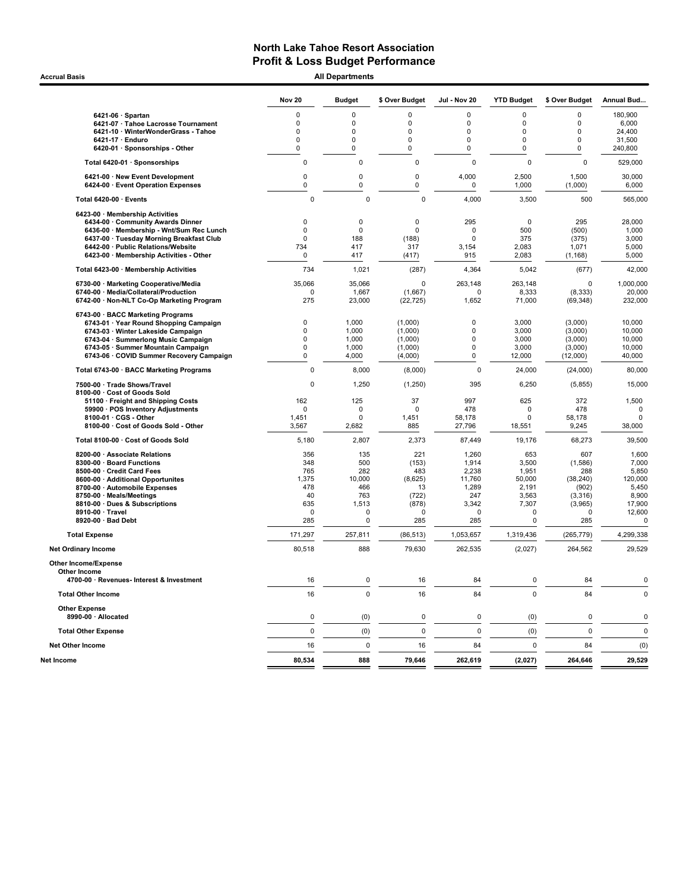# North Lake Tahoe Resort Association
## Profit & Loss Budget Performance

**Accrual Basis** — **All Departments**

| | Nov 20 | Budget | $ Over Budget | Jul - Nov 20 | YTD Budget | $ Over Budget | Annual Bud... |
|---|---|---|---|---|---|---|---|
| 6421-06 · Spartan | 0 | 0 | 0 | 0 | 0 | 0 | 180,900 |
| 6421-07 · Tahoe Lacrosse Tournament | 0 | 0 | 0 | 0 | 0 | 0 | 6,000 |
| 6421-10 · WinterWonderGrass - Tahoe | 0 | 0 | 0 | 0 | 0 | 0 | 24,400 |
| 6421-17 · Enduro | 0 | 0 | 0 | 0 | 0 | 0 | 31,500 |
| 6420-01 · Sponsorships - Other | 0 | 0 | 0 | 0 | 0 | 0 | 240,800 |
| Total 6420-01 · Sponsorships | 0 | 0 | 0 | 0 | 0 | 0 | 529,000 |
| 6421-00 · New Event Development | 0 | 0 | 0 | 4,000 | 2,500 | 1,500 | 30,000 |
| 6424-00 · Event Operation Expenses | 0 | 0 | 0 | 0 | 1,000 | (1,000) | 6,000 |
| Total 6420-00 · Events | 0 | 0 | 0 | 4,000 | 3,500 | 500 | 565,000 |
| 6423-00 · Membership Activities | | | | | | | |
| 6434-00 · Community Awards Dinner | 0 | 0 | 0 | 295 | 0 | 295 | 28,000 |
| 6436-00 · Membership - Wnt/Sum Rec Lunch | 0 | 0 | 0 | 0 | 500 | (500) | 1,000 |
| 6437-00 · Tuesday Morning Breakfast Club | 0 | 188 | (188) | 0 | 375 | (375) | 3,000 |
| 6442-00 · Public Relations/Website | 734 | 417 | 317 | 3,154 | 2,083 | 1,071 | 5,000 |
| 6423-00 · Membership Activities - Other | 0 | 417 | (417) | 915 | 2,083 | (1,168) | 5,000 |
| Total 6423-00 · Membership Activities | 734 | 1,021 | (287) | 4,364 | 5,042 | (677) | 42,000 |
| 6730-00 · Marketing Cooperative/Media | 35,066 | 35,066 | 0 | 263,148 | 263,148 | 0 | 1,000,000 |
| 6740-00 · Media/Collateral/Production | 0 | 1,667 | (1,667) | 0 | 8,333 | (8,333) | 20,000 |
| 6742-00 · Non-NLT Co-Op Marketing Program | 275 | 23,000 | (22,725) | 1,652 | 71,000 | (69,348) | 232,000 |
| 6743-00 · BACC Marketing Programs | | | | | | | |
| 6743-01 · Year Round Shopping Campaign | 0 | 1,000 | (1,000) | 0 | 3,000 | (3,000) | 10,000 |
| 6743-03 · Winter Lakeside Campaign | 0 | 1,000 | (1,000) | 0 | 3,000 | (3,000) | 10,000 |
| 6743-04 · Summerlong Music Campaign | 0 | 1,000 | (1,000) | 0 | 3,000 | (3,000) | 10,000 |
| 6743-05 · Summer Mountain Campaign | 0 | 1,000 | (1,000) | 0 | 3,000 | (3,000) | 10,000 |
| 6743-06 · COVID Summer Recovery Campaign | 0 | 4,000 | (4,000) | 0 | 12,000 | (12,000) | 40,000 |
| Total 6743-00 · BACC Marketing Programs | 0 | 8,000 | (8,000) | 0 | 24,000 | (24,000) | 80,000 |
| 7500-00 · Trade Shows/Travel | 0 | 1,250 | (1,250) | 395 | 6,250 | (5,855) | 15,000 |
| 8100-00 · Cost of Goods Sold | | | | | | | |
| 51100 · Freight and Shipping Costs | 162 | 125 | 37 | 997 | 625 | 372 | 1,500 |
| 59900 · POS Inventory Adjustments | 0 | 0 | 0 | 478 | 0 | 478 | 0 |
| 8100-01 · CGS - Other | 1,451 | 0 | 1,451 | 58,178 | 0 | 58,178 | 0 |
| 8100-00 · Cost of Goods Sold - Other | 3,567 | 2,682 | 885 | 27,796 | 18,551 | 9,245 | 38,000 |
| Total 8100-00 · Cost of Goods Sold | 5,180 | 2,807 | 2,373 | 87,449 | 19,176 | 68,273 | 39,500 |
| 8200-00 · Associate Relations | 356 | 135 | 221 | 1,260 | 653 | 607 | 1,600 |
| 8300-00 · Board Functions | 348 | 500 | (153) | 1,914 | 3,500 | (1,586) | 7,000 |
| 8500-00 · Credit Card Fees | 765 | 282 | 483 | 2,238 | 1,951 | 288 | 5,850 |
| 8600-00 · Additional Opportunites | 1,375 | 10,000 | (8,625) | 11,760 | 50,000 | (38,240) | 120,000 |
| 8700-00 · Automobile Expenses | 478 | 466 | 13 | 1,289 | 2,191 | (902) | 5,450 |
| 8750-00 · Meals/Meetings | 40 | 763 | (722) | 247 | 3,563 | (3,316) | 8,900 |
| 8810-00 · Dues & Subscriptions | 635 | 1,513 | (878) | 3,342 | 7,307 | (3,965) | 17,900 |
| 8910-00 · Travel | 0 | 0 | 0 | 0 | 0 | 0 | 12,600 |
| 8920-00 · Bad Debt | 285 | 0 | 285 | 285 | 0 | 285 | 0 |
| Total Expense | 171,297 | 257,811 | (86,513) | 1,053,657 | 1,319,436 | (265,779) | 4,299,338 |
| Net Ordinary Income | 80,518 | 888 | 79,630 | 262,535 | (2,027) | 264,562 | 29,529 |
| Other Income/Expense | | | | | | | |
| Other Income | | | | | | | |
| 4700-00 · Revenues- Interest & Investment | 16 | 0 | 16 | 84 | 0 | 84 | 0 |
| Total Other Income | 16 | 0 | 16 | 84 | 0 | 84 | 0 |
| Other Expense | | | | | | | |
| 8990-00 · Allocated | 0 | (0) | 0 | 0 | (0) | 0 | 0 |
| Total Other Expense | 0 | (0) | 0 | 0 | (0) | 0 | 0 |
| Net Other Income | 16 | 0 | 16 | 84 | 0 | 84 | (0) |
| **Net Income** | **80,534** | **888** | **79,646** | **262,619** | **(2,027)** | **264,646** | **29,529** |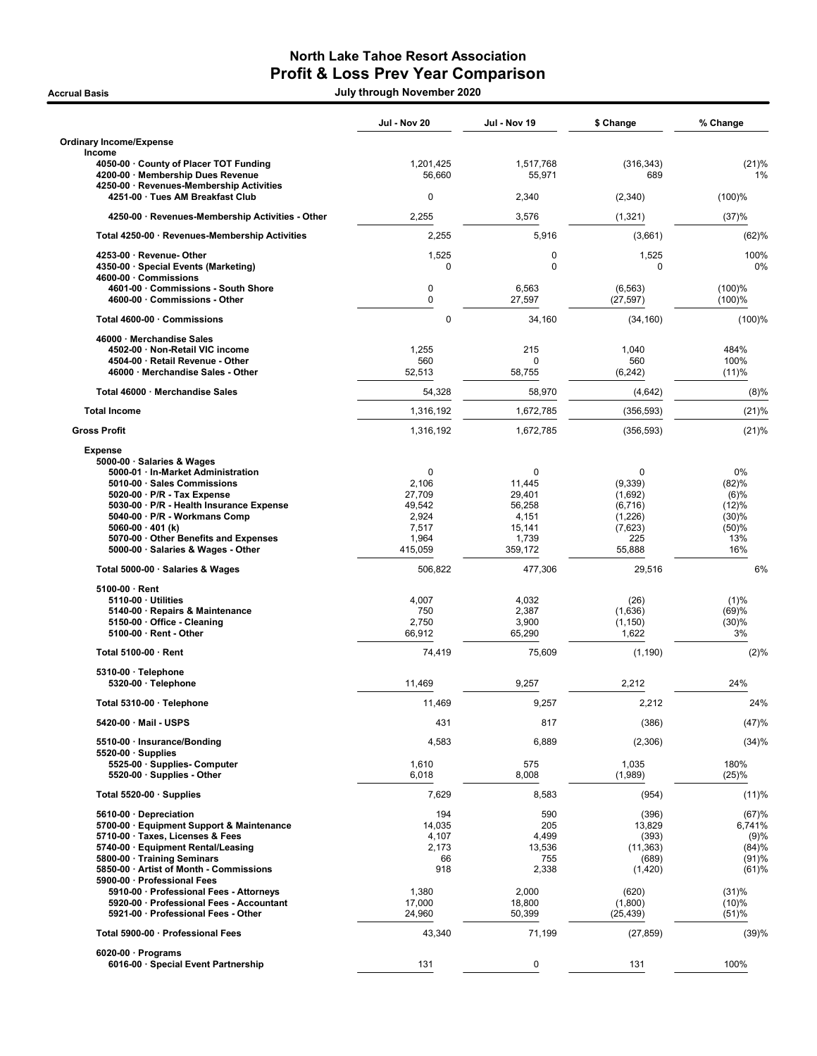# North Lake Tahoe Resort Association

## Profit & Loss Prev Year Comparison

**Accrual Basis** — July through November 2020

| | Jul - Nov 20 | Jul - Nov 19 | $ Change | % Change |
|---|---|---|---|---|
| **Ordinary Income/Expense** | | | | |
| **Income** | | | | |
| 4050-00 · County of Placer TOT Funding | 1,201,425 | 1,517,768 | (316,343) | (21)% |
| 4200-00 · Membership Dues Revenue | 56,660 | 55,971 | 689 | 1% |
| 4250-00 · Revenues-Membership Activities | | | | |
| 4251-00 · Tues AM Breakfast Club | 0 | 2,340 | (2,340) | (100)% |
| 4250-00 · Revenues-Membership Activities - Other | 2,255 | 3,576 | (1,321) | (37)% |
| Total 4250-00 · Revenues-Membership Activities | 2,255 | 5,916 | (3,661) | (62)% |
| 4253-00 · Revenue- Other | 1,525 | 0 | 1,525 | 100% |
| 4350-00 · Special Events (Marketing) | 0 | 0 | 0 | 0% |
| 4600-00 · Commissions | | | | |
| 4601-00 · Commissions - South Shore | 0 | 6,563 | (6,563) | (100)% |
| 4600-00 · Commissions - Other | 0 | 27,597 | (27,597) | (100)% |
| Total 4600-00 · Commissions | 0 | 34,160 | (34,160) | (100)% |
| 46000 · Merchandise Sales | | | | |
| 4502-00 · Non-Retail VIC income | 1,255 | 215 | 1,040 | 484% |
| 4504-00 · Retail Revenue - Other | 560 | 0 | 560 | 100% |
| 46000 · Merchandise Sales - Other | 52,513 | 58,755 | (6,242) | (11)% |
| Total 46000 · Merchandise Sales | 54,328 | 58,970 | (4,642) | (8)% |
| **Total Income** | 1,316,192 | 1,672,785 | (356,593) | (21)% |
| **Gross Profit** | 1,316,192 | 1,672,785 | (356,593) | (21)% |
| **Expense** | | | | |
| 5000-00 · Salaries & Wages | | | | |
| 5000-01 · In-Market Administration | 0 | 0 | 0 | 0% |
| 5010-00 · Sales Commissions | 2,106 | 11,445 | (9,339) | (82)% |
| 5020-00 · P/R - Tax Expense | 27,709 | 29,401 | (1,692) | (6)% |
| 5030-00 · P/R - Health Insurance Expense | 49,542 | 56,258 | (6,716) | (12)% |
| 5040-00 · P/R - Workmans Comp | 2,924 | 4,151 | (1,226) | (30)% |
| 5060-00 · 401 (k) | 7,517 | 15,141 | (7,623) | (50)% |
| 5070-00 · Other Benefits and Expenses | 1,964 | 1,739 | 225 | 13% |
| 5000-00 · Salaries & Wages - Other | 415,059 | 359,172 | 55,888 | 16% |
| Total 5000-00 · Salaries & Wages | 506,822 | 477,306 | 29,516 | 6% |
| 5100-00 · Rent | | | | |
| 5110-00 · Utilities | 4,007 | 4,032 | (26) | (1)% |
| 5140-00 · Repairs & Maintenance | 750 | 2,387 | (1,636) | (69)% |
| 5150-00 · Office - Cleaning | 2,750 | 3,900 | (1,150) | (30)% |
| 5100-00 · Rent - Other | 66,912 | 65,290 | 1,622 | 3% |
| Total 5100-00 · Rent | 74,419 | 75,609 | (1,190) | (2)% |
| 5310-00 · Telephone | | | | |
| 5320-00 · Telephone | 11,469 | 9,257 | 2,212 | 24% |
| Total 5310-00 · Telephone | 11,469 | 9,257 | 2,212 | 24% |
| 5420-00 · Mail - USPS | 431 | 817 | (386) | (47)% |
| 5510-00 · Insurance/Bonding | 4,583 | 6,889 | (2,306) | (34)% |
| 5520-00 · Supplies | | | | |
| 5525-00 · Supplies- Computer | 1,610 | 575 | 1,035 | 180% |
| 5520-00 · Supplies - Other | 6,018 | 8,008 | (1,989) | (25)% |
| Total 5520-00 · Supplies | 7,629 | 8,583 | (954) | (11)% |
| 5610-00 · Depreciation | 194 | 590 | (396) | (67)% |
| 5700-00 · Equipment Support & Maintenance | 14,035 | 205 | 13,829 | 6,741% |
| 5710-00 · Taxes, Licenses & Fees | 4,107 | 4,499 | (393) | (9)% |
| 5740-00 · Equipment Rental/Leasing | 2,173 | 13,536 | (11,363) | (84)% |
| 5800-00 · Training Seminars | 66 | 755 | (689) | (91)% |
| 5850-00 · Artist of Month - Commissions | 918 | 2,338 | (1,420) | (61)% |
| 5900-00 · Professional Fees | | | | |
| 5910-00 · Professional Fees - Attorneys | 1,380 | 2,000 | (620) | (31)% |
| 5920-00 · Professional Fees - Accountant | 17,000 | 18,800 | (1,800) | (10)% |
| 5921-00 · Professional Fees - Other | 24,960 | 50,399 | (25,439) | (51)% |
| Total 5900-00 · Professional Fees | 43,340 | 71,199 | (27,859) | (39)% |
| 6020-00 · Programs | | | | |
| 6016-00 · Special Event Partnership | 131 | 0 | 131 | 100% |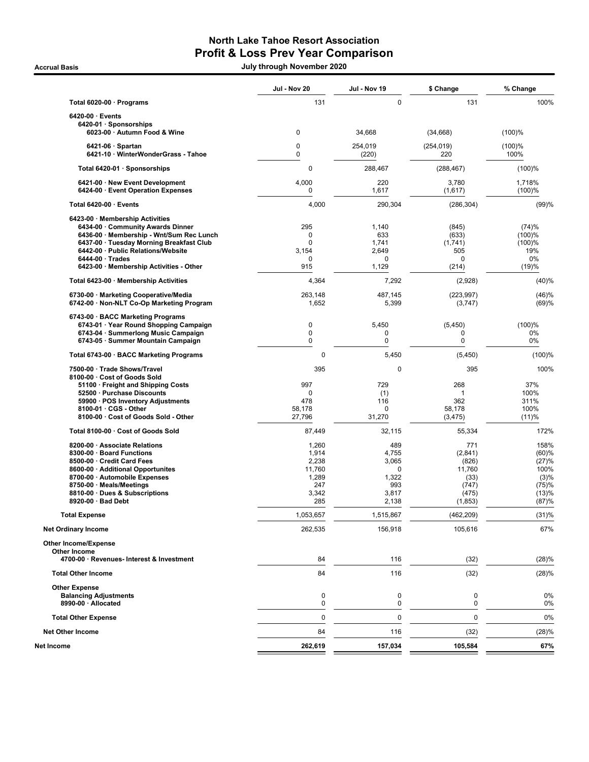# North Lake Tahoe Resort Association
## Profit & Loss Prev Year Comparison

**Accrual Basis** — **July through November 2020**

| | Jul - Nov 20 | Jul - Nov 19 | $ Change | % Change |
|---|---|---|---|---|
| **Total 6020-00 · Programs** | 131 | 0 | 131 | 100% |
| **6420-00 · Events** | | | | |
| **6420-01 · Sponsorships** | | | | |
| **6023-00 · Autumn Food & Wine** | 0 | 34,668 | (34,668) | (100)% |
| **6421-06 · Spartan** | 0 | 254,019 | (254,019) | (100)% |
| **6421-10 · WinterWonderGrass - Tahoe** | 0 | (220) | 220 | 100% |
| **Total 6420-01 · Sponsorships** | 0 | 288,467 | (288,467) | (100)% |
| **6421-00 · New Event Development** | 4,000 | 220 | 3,780 | 1,718% |
| **6424-00 · Event Operation Expenses** | 0 | 1,617 | (1,617) | (100)% |
| **Total 6420-00 · Events** | 4,000 | 290,304 | (286,304) | (99)% |
| **6423-00 · Membership Activities** | | | | |
| **6434-00 · Community Awards Dinner** | 295 | 1,140 | (845) | (74)% |
| **6436-00 · Membership - Wnt/Sum Rec Lunch** | 0 | 633 | (633) | (100)% |
| **6437-00 · Tuesday Morning Breakfast Club** | 0 | 1,741 | (1,741) | (100)% |
| **6442-00 · Public Relations/Website** | 3,154 | 2,649 | 505 | 19% |
| **6444-00 · Trades** | 0 | 0 | 0 | 0% |
| **6423-00 · Membership Activities - Other** | 915 | 1,129 | (214) | (19)% |
| **Total 6423-00 · Membership Activities** | 4,364 | 7,292 | (2,928) | (40)% |
| **6730-00 · Marketing Cooperative/Media** | 263,148 | 487,145 | (223,997) | (46)% |
| **6742-00 · Non-NLT Co-Op Marketing Program** | 1,652 | 5,399 | (3,747) | (69)% |
| **6743-00 · BACC Marketing Programs** | | | | |
| **6743-01 · Year Round Shopping Campaign** | 0 | 5,450 | (5,450) | (100)% |
| **6743-04 · Summerlong Music Campaign** | 0 | 0 | 0 | 0% |
| **6743-05 · Summer Mountain Campaign** | 0 | 0 | 0 | 0% |
| **Total 6743-00 · BACC Marketing Programs** | 0 | 5,450 | (5,450) | (100)% |
| **7500-00 · Trade Shows/Travel** | 395 | 0 | 395 | 100% |
| **8100-00 · Cost of Goods Sold** | | | | |
| **51100 · Freight and Shipping Costs** | 997 | 729 | 268 | 37% |
| **52500 · Purchase Discounts** | 0 | (1) | 1 | 100% |
| **59900 · POS Inventory Adjustments** | 478 | 116 | 362 | 311% |
| **8100-01 · CGS - Other** | 58,178 | 0 | 58,178 | 100% |
| **8100-00 · Cost of Goods Sold - Other** | 27,796 | 31,270 | (3,475) | (11)% |
| **Total 8100-00 · Cost of Goods Sold** | 87,449 | 32,115 | 55,334 | 172% |
| **8200-00 · Associate Relations** | 1,260 | 489 | 771 | 158% |
| **8300-00 · Board Functions** | 1,914 | 4,755 | (2,841) | (60)% |
| **8500-00 · Credit Card Fees** | 2,238 | 3,065 | (826) | (27)% |
| **8600-00 · Additional Opportunites** | 11,760 | 0 | 11,760 | 100% |
| **8700-00 · Automobile Expenses** | 1,289 | 1,322 | (33) | (3)% |
| **8750-00 · Meals/Meetings** | 247 | 993 | (747) | (75)% |
| **8810-00 · Dues & Subscriptions** | 3,342 | 3,817 | (475) | (13)% |
| **8920-00 · Bad Debt** | 285 | 2,138 | (1,853) | (87)% |
| **Total Expense** | 1,053,657 | 1,515,867 | (462,209) | (31)% |
| **Net Ordinary Income** | 262,535 | 156,918 | 105,616 | 67% |
| **Other Income/Expense** | | | | |
| **Other Income** | | | | |
| **4700-00 · Revenues- Interest & Investment** | 84 | 116 | (32) | (28)% |
| **Total Other Income** | 84 | 116 | (32) | (28)% |
| **Other Expense** | | | | |
| **Balancing Adjustments** | 0 | 0 | 0 | 0% |
| **8990-00 · Allocated** | 0 | 0 | 0 | 0% |
| **Total Other Expense** | 0 | 0 | 0 | 0% |
| **Net Other Income** | 84 | 116 | (32) | (28)% |
| **Net Income** | **262,619** | **157,034** | **105,584** | **67%** |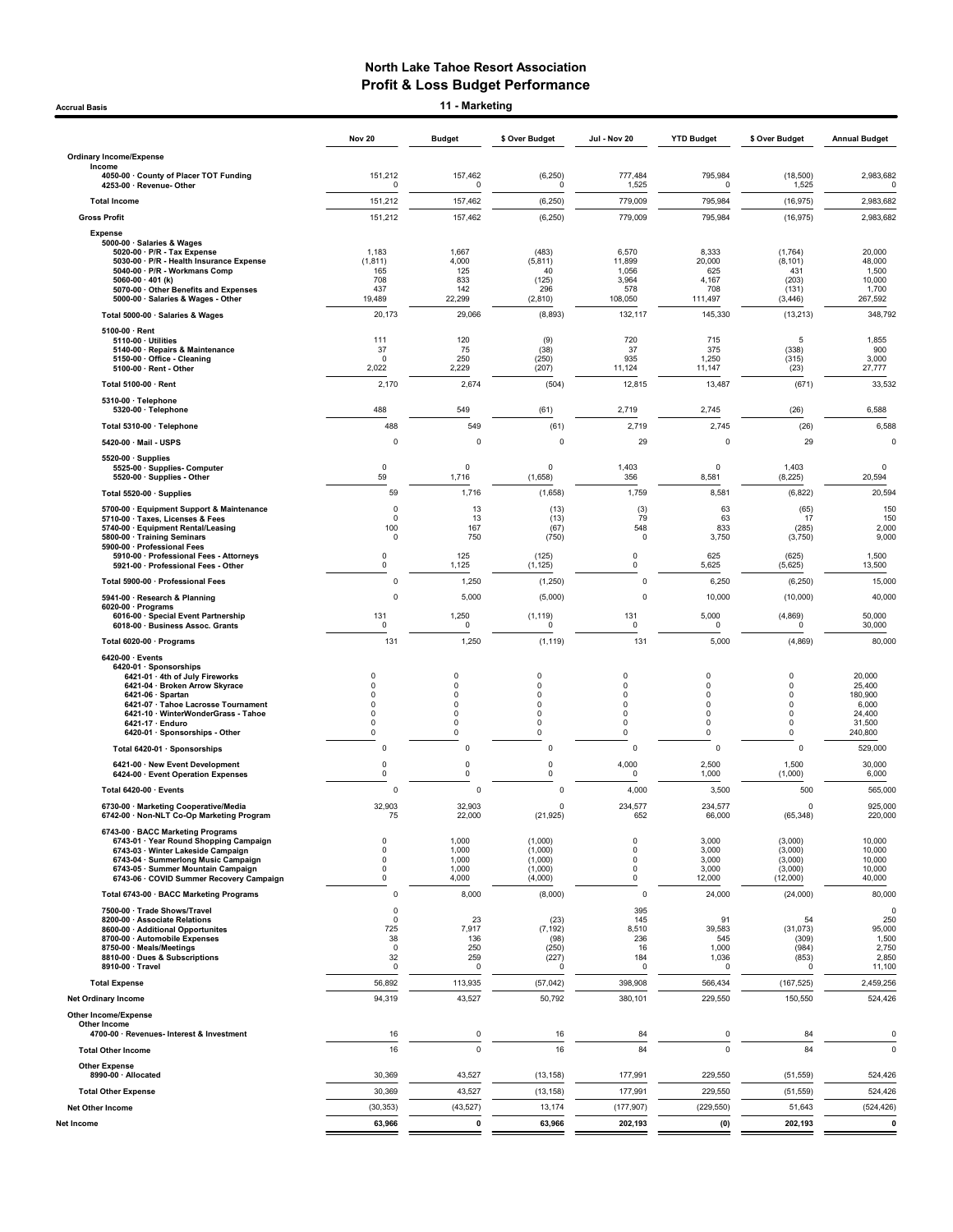# North Lake Tahoe Resort Association
## Profit & Loss Budget Performance

Accrual Basis

### 11 - Marketing

| | Nov 20 | Budget | $ Over Budget | Jul - Nov 20 | YTD Budget | $ Over Budget | Annual Budget |
|---|---|---|---|---|---|---|---|
| **Ordinary Income/Expense** | | | | | | | |
| **Income** | | | | | | | |
| 4050-00 · County of Placer TOT Funding | 151,212 | 157,462 | (6,250) | 777,484 | 795,984 | (18,500) | 2,983,682 |
| 4253-00 · Revenue- Other | 0 | 0 | 0 | 1,525 | 0 | 1,525 | 0 |
| **Total Income** | 151,212 | 157,462 | (6,250) | 779,009 | 795,984 | (16,975) | 2,983,682 |
| **Gross Profit** | 151,212 | 157,462 | (6,250) | 779,009 | 795,984 | (16,975) | 2,983,682 |
| **Expense** | | | | | | | |
| 5000-00 · Salaries & Wages | | | | | | | |
| 5020-00 · P/R - Tax Expense | 1,183 | 1,667 | (483) | 6,570 | 8,333 | (1,764) | 20,000 |
| 5030-00 · P/R - Health Insurance Expense | (1,811) | 4,000 | (5,811) | 11,899 | 20,000 | (8,101) | 48,000 |
| 5040-00 · P/R - Workmans Comp | 165 | 125 | 40 | 1,056 | 625 | 431 | 1,500 |
| 5060-00 · 401 (k) | 708 | 833 | (125) | 3,964 | 4,167 | (203) | 10,000 |
| 5070-00 · Other Benefits and Expenses | 437 | 142 | 296 | 578 | 708 | (131) | 1,700 |
| 5000-00 · Salaries & Wages - Other | 19,489 | 22,299 | (2,810) | 108,050 | 111,497 | (3,446) | 267,592 |
| Total 5000-00 · Salaries & Wages | 20,173 | 29,066 | (8,893) | 132,117 | 145,330 | (13,213) | 348,792 |
| 5100-00 · Rent | | | | | | | |
| 5110-00 · Utilities | 111 | 120 | (9) | 720 | 715 | 5 | 1,855 |
| 5140-00 · Repairs & Maintenance | 37 | 75 | (38) | 37 | 375 | (338) | 900 |
| 5150-00 · Office - Cleaning | 0 | 250 | (250) | 935 | 1,250 | (315) | 3,000 |
| 5100-00 · Rent - Other | 2,022 | 2,229 | (207) | 11,124 | 11,147 | (23) | 27,777 |
| Total 5100-00 · Rent | 2,170 | 2,674 | (504) | 12,815 | 13,487 | (671) | 33,532 |
| 5310-00 · Telephone | | | | | | | |
| 5320-00 · Telephone | 488 | 549 | (61) | 2,719 | 2,745 | (26) | 6,588 |
| Total 5310-00 · Telephone | 488 | 549 | (61) | 2,719 | 2,745 | (26) | 6,588 |
| 5420-00 · Mail - USPS | 0 | 0 | 0 | 29 | 0 | 29 | 0 |
| 5520-00 · Supplies | | | | | | | |
| 5525-00 · Supplies- Computer | 0 | 0 | 0 | 1,403 | 0 | 1,403 | 0 |
| 5520-00 · Supplies - Other | 59 | 1,716 | (1,658) | 356 | 8,581 | (8,225) | 20,594 |
| Total 5520-00 · Supplies | 59 | 1,716 | (1,658) | 1,759 | 8,581 | (6,822) | 20,594 |
| 5700-00 · Equipment Support & Maintenance | 0 | 13 | (13) | (3) | 63 | (65) | 150 |
| 5710-00 · Taxes, Licenses & Fees | 0 | 13 | (13) | 79 | 63 | 17 | 150 |
| 5740-00 · Equipment Rental/Leasing | 100 | 167 | (67) | 548 | 833 | (285) | 2,000 |
| 5800-00 · Training Seminars | 0 | 750 | (750) | 0 | 3,750 | (3,750) | 9,000 |
| 5900-00 · Professional Fees | | | | | | | |
| 5910-00 · Professional Fees - Attorneys | 0 | 125 | (125) | 0 | 625 | (625) | 1,500 |
| 5921-00 · Professional Fees - Other | 0 | 1,125 | (1,125) | 0 | 5,625 | (5,625) | 13,500 |
| Total 5900-00 · Professional Fees | 0 | 1,250 | (1,250) | 0 | 6,250 | (6,250) | 15,000 |
| 5941-00 · Research & Planning | 0 | 5,000 | (5,000) | 0 | 10,000 | (10,000) | 40,000 |
| 6020-00 · Programs | | | | | | | |
| 6016-00 · Special Event Partnership | 131 | 1,250 | (1,119) | 131 | 5,000 | (4,869) | 50,000 |
| 6018-00 · Business Assoc. Grants | 0 | 0 | 0 | 0 | 0 | 0 | 30,000 |
| Total 6020-00 · Programs | 131 | 1,250 | (1,119) | 131 | 5,000 | (4,869) | 80,000 |
| 6420-00 · Events | | | | | | | |
| 6420-01 · Sponsorships | | | | | | | |
| 6421-01 · 4th of July Fireworks | 0 | 0 | 0 | 0 | 0 | 0 | 20,000 |
| 6421-04 · Broken Arrow Skyrace | 0 | 0 | 0 | 0 | 0 | 0 | 25,400 |
| 6421-06 · Spartan | 0 | 0 | 0 | 0 | 0 | 0 | 180,900 |
| 6421-07 · Tahoe Lacrosse Tournament | 0 | 0 | 0 | 0 | 0 | 0 | 6,000 |
| 6421-10 · WinterWonderGrass - Tahoe | 0 | 0 | 0 | 0 | 0 | 0 | 24,400 |
| 6421-17 · Enduro | 0 | 0 | 0 | 0 | 0 | 0 | 31,500 |
| 6420-01 · Sponsorships - Other | 0 | 0 | 0 | 0 | 0 | 0 | 240,800 |
| Total 6420-01 · Sponsorships | 0 | 0 | 0 | 0 | 0 | 0 | 529,000 |
| 6421-00 · New Event Development | 0 | 0 | 0 | 4,000 | 2,500 | 1,500 | 30,000 |
| 6424-00 · Event Operation Expenses | 0 | 0 | 0 | 0 | 1,000 | (1,000) | 6,000 |
| Total 6420-00 · Events | 0 | 0 | 0 | 4,000 | 3,500 | 500 | 565,000 |
| 6730-00 · Marketing Cooperative/Media | 32,903 | 32,903 | 0 | 234,577 | 234,577 | 0 | 925,000 |
| 6742-00 · Non-NLT Co-Op Marketing Program | 75 | 22,000 | (21,925) | 652 | 66,000 | (65,348) | 220,000 |
| 6743-00 · BACC Marketing Programs | | | | | | | |
| 6743-01 · Year Round Shopping Campaign | 0 | 1,000 | (1,000) | 0 | 3,000 | (3,000) | 10,000 |
| 6743-03 · Winter Lakeside Campaign | 0 | 1,000 | (1,000) | 0 | 3,000 | (3,000) | 10,000 |
| 6743-04 · Summerlong Music Campaign | 0 | 1,000 | (1,000) | 0 | 3,000 | (3,000) | 10,000 |
| 6743-05 · Summer Mountain Campaign | 0 | 1,000 | (1,000) | 0 | 3,000 | (3,000) | 10,000 |
| 6743-06 · COVID Summer Recovery Campaign | 0 | 4,000 | (4,000) | 0 | 12,000 | (12,000) | 40,000 |
| Total 6743-00 · BACC Marketing Programs | 0 | 8,000 | (8,000) | 0 | 24,000 | (24,000) | 80,000 |
| 7500-00 · Trade Shows/Travel | 0 | | | 395 | | | 0 |
| 8200-00 · Associate Relations | 0 | 23 | (23) | 145 | 91 | 54 | 250 |
| 8600-00 · Additional Opportunites | 725 | 7,917 | (7,192) | 8,510 | 39,583 | (31,073) | 95,000 |
| 8700-00 · Automobile Expenses | 38 | 136 | (98) | 236 | 545 | (309) | 1,500 |
| 8750-00 · Meals/Meetings | 0 | 250 | (250) | 16 | 1,000 | (984) | 2,750 |
| 8810-00 · Dues & Subscriptions | 32 | 259 | (227) | 184 | 1,036 | (853) | 2,850 |
| 8910-00 · Travel | 0 | 0 | 0 | 0 | 0 | 0 | 11,100 |
| **Total Expense** | 56,892 | 113,935 | (57,042) | 398,908 | 566,434 | (167,525) | 2,459,256 |
| **Net Ordinary Income** | 94,319 | 43,527 | 50,792 | 380,101 | 229,550 | 150,550 | 524,426 |
| **Other Income/Expense** | | | | | | | |
| **Other Income** | | | | | | | |
| 4700-00 · Revenues- Interest & Investment | 16 | 0 | 16 | 84 | 0 | 84 | 0 |
| **Total Other Income** | 16 | 0 | 16 | 84 | 0 | 84 | 0 |
| **Other Expense** | | | | | | | |
| 8990-00 · Allocated | 30,369 | 43,527 | (13,158) | 177,991 | 229,550 | (51,559) | 524,426 |
| **Total Other Expense** | 30,369 | 43,527 | (13,158) | 177,991 | 229,550 | (51,559) | 524,426 |
| **Net Other Income** | (30,353) | (43,527) | 13,174 | (177,907) | (229,550) | 51,643 | (524,426) |
| **Net Income** | 63,966 | 0 | 63,966 | 202,193 | (0) | 202,193 | 0 |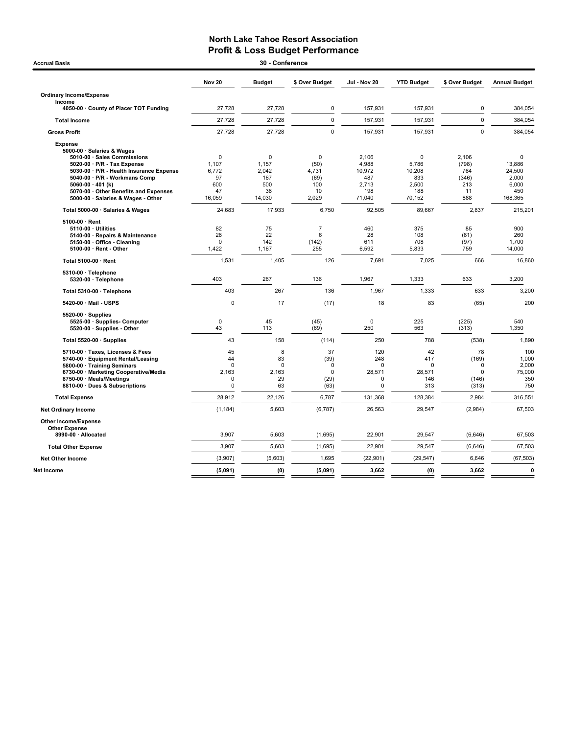# North Lake Tahoe Resort Association
## Profit & Loss Budget Performance

**Accrual Basis** — **30 - Conference**

| | Nov 20 | Budget | $ Over Budget | Jul - Nov 20 | YTD Budget | $ Over Budget | Annual Budget |
|---|---|---|---|---|---|---|---|
| **Ordinary Income/Expense** | | | | | | | |
| **Income** | | | | | | | |
| 4050-00 · County of Placer TOT Funding | 27,728 | 27,728 | 0 | 157,931 | 157,931 | 0 | 384,054 |
| **Total Income** | 27,728 | 27,728 | 0 | 157,931 | 157,931 | 0 | 384,054 |
| **Gross Profit** | 27,728 | 27,728 | 0 | 157,931 | 157,931 | 0 | 384,054 |
| **Expense** | | | | | | | |
| 5000-00 · Salaries & Wages | | | | | | | |
| 5010-00 · Sales Commissions | 0 | 0 | 0 | 2,106 | 0 | 2,106 | 0 |
| 5020-00 · P/R - Tax Expense | 1,107 | 1,157 | (50) | 4,988 | 5,786 | (798) | 13,886 |
| 5030-00 · P/R - Health Insurance Expense | 6,772 | 2,042 | 4,731 | 10,972 | 10,208 | 764 | 24,500 |
| 5040-00 · P/R - Workmans Comp | 97 | 167 | (69) | 487 | 833 | (346) | 2,000 |
| 5060-00 · 401 (k) | 600 | 500 | 100 | 2,713 | 2,500 | 213 | 6,000 |
| 5070-00 · Other Benefits and Expenses | 47 | 38 | 10 | 198 | 188 | 11 | 450 |
| 5000-00 · Salaries & Wages - Other | 16,059 | 14,030 | 2,029 | 71,040 | 70,152 | 888 | 168,365 |
| Total 5000-00 · Salaries & Wages | 24,683 | 17,933 | 6,750 | 92,505 | 89,667 | 2,837 | 215,201 |
| 5100-00 · Rent | | | | | | | |
| 5110-00 · Utilities | 82 | 75 | 7 | 460 | 375 | 85 | 900 |
| 5140-00 · Repairs & Maintenance | 28 | 22 | 6 | 28 | 108 | (81) | 260 |
| 5150-00 · Office - Cleaning | 0 | 142 | (142) | 611 | 708 | (97) | 1,700 |
| 5100-00 · Rent - Other | 1,422 | 1,167 | 255 | 6,592 | 5,833 | 759 | 14,000 |
| Total 5100-00 · Rent | 1,531 | 1,405 | 126 | 7,691 | 7,025 | 666 | 16,860 |
| 5310-00 · Telephone | | | | | | | |
| 5320-00 · Telephone | 403 | 267 | 136 | 1,967 | 1,333 | 633 | 3,200 |
| Total 5310-00 · Telephone | 403 | 267 | 136 | 1,967 | 1,333 | 633 | 3,200 |
| 5420-00 · Mail - USPS | 0 | 17 | (17) | 18 | 83 | (65) | 200 |
| 5520-00 · Supplies | | | | | | | |
| 5525-00 · Supplies- Computer | 0 | 45 | (45) | 0 | 225 | (225) | 540 |
| 5520-00 · Supplies - Other | 43 | 113 | (69) | 250 | 563 | (313) | 1,350 |
| Total 5520-00 · Supplies | 43 | 158 | (114) | 250 | 788 | (538) | 1,890 |
| 5710-00 · Taxes, Licenses & Fees | 45 | 8 | 37 | 120 | 42 | 78 | 100 |
| 5740-00 · Equipment Rental/Leasing | 44 | 83 | (39) | 248 | 417 | (169) | 1,000 |
| 5800-00 · Training Seminars | 0 | 0 | 0 | 0 | 0 | 0 | 2,000 |
| 6730-00 · Marketing Cooperative/Media | 2,163 | 2,163 | 0 | 28,571 | 28,571 | 0 | 75,000 |
| 8750-00 · Meals/Meetings | 0 | 29 | (29) | 0 | 146 | (146) | 350 |
| 8810-00 · Dues & Subscriptions | 0 | 63 | (63) | 0 | 313 | (313) | 750 |
| **Total Expense** | 28,912 | 22,126 | 6,787 | 131,368 | 128,384 | 2,984 | 316,551 |
| **Net Ordinary Income** | (1,184) | 5,603 | (6,787) | 26,563 | 29,547 | (2,984) | 67,503 |
| **Other Income/Expense** | | | | | | | |
| **Other Expense** | | | | | | | |
| 8990-00 · Allocated | 3,907 | 5,603 | (1,695) | 22,901 | 29,547 | (6,646) | 67,503 |
| **Total Other Expense** | 3,907 | 5,603 | (1,695) | 22,901 | 29,547 | (6,646) | 67,503 |
| **Net Other Income** | (3,907) | (5,603) | 1,695 | (22,901) | (29,547) | 6,646 | (67,503) |
| **Net Income** | **(5,091)** | **(0)** | **(5,091)** | **3,662** | **(0)** | **3,662** | **0** |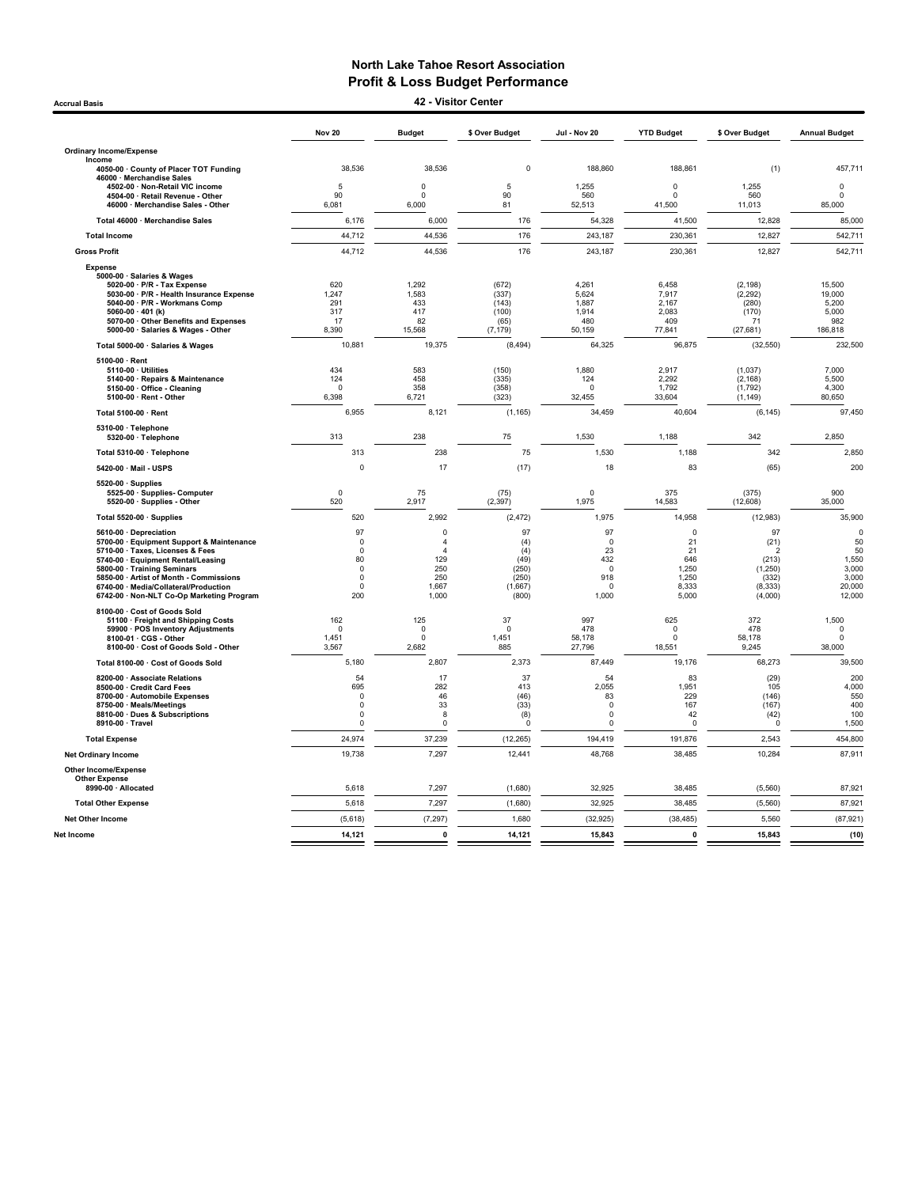# North Lake Tahoe Resort Association
## Profit & Loss Budget Performance
### 42 - Visitor Center

Accrual Basis

| | Nov 20 | Budget | $ Over Budget | Jul - Nov 20 | YTD Budget | $ Over Budget | Annual Budget |
|---|---|---|---|---|---|---|---|
| **Ordinary Income/Expense** | | | | | | | |
| **Income** | | | | | | | |
| 4050-00 · County of Placer TOT Funding | 38,536 | 38,536 | 0 | 188,860 | 188,861 | (1) | 457,711 |
| 46000 · Merchandise Sales | | | | | | | |
| 4502-00 · Non-Retail VIC income | 5 | 0 | 5 | 1,255 | 0 | 1,255 | 0 |
| 4504-00 · Retail Revenue - Other | 90 | 0 | 90 | 560 | 0 | 560 | 0 |
| 46000 · Merchandise Sales - Other | 6,081 | 6,000 | 81 | 52,513 | 41,500 | 11,013 | 85,000 |
| Total 46000 · Merchandise Sales | 6,176 | 6,000 | 176 | 54,328 | 41,500 | 12,828 | 85,000 |
| **Total Income** | 44,712 | 44,536 | 176 | 243,187 | 230,361 | 12,827 | 542,711 |
| **Gross Profit** | 44,712 | 44,536 | 176 | 243,187 | 230,361 | 12,827 | 542,711 |
| **Expense** | | | | | | | |
| 5000-00 · Salaries & Wages | | | | | | | |
| 5020-00 · P/R - Tax Expense | 620 | 1,292 | (672) | 4,261 | 6,458 | (2,198) | 15,500 |
| 5030-00 · P/R - Health Insurance Expense | 1,247 | 1,583 | (337) | 5,624 | 7,917 | (2,292) | 19,000 |
| 5040-00 · P/R - Workmans Comp | 291 | 433 | (143) | 1,887 | 2,167 | (280) | 5,200 |
| 5060-00 · 401 (k) | 317 | 417 | (100) | 1,914 | 2,083 | (170) | 5,000 |
| 5070-00 · Other Benefits and Expenses | 17 | 82 | (65) | 480 | 409 | 71 | 982 |
| 5000-00 · Salaries & Wages - Other | 8,390 | 15,568 | (7,179) | 50,159 | 77,841 | (27,681) | 186,818 |
| Total 5000-00 · Salaries & Wages | 10,881 | 19,375 | (8,494) | 64,325 | 96,875 | (32,550) | 232,500 |
| 5100-00 · Rent | | | | | | | |
| 5110-00 · Utilities | 434 | 583 | (150) | 1,880 | 2,917 | (1,037) | 7,000 |
| 5140-00 · Repairs & Maintenance | 124 | 458 | (335) | 124 | 2,292 | (2,168) | 5,500 |
| 5150-00 · Office - Cleaning | 0 | 358 | (358) | 0 | 1,792 | (1,792) | 4,300 |
| 5100-00 · Rent - Other | 6,398 | 6,721 | (323) | 32,455 | 33,604 | (1,149) | 80,650 |
| Total 5100-00 · Rent | 6,955 | 8,121 | (1,165) | 34,459 | 40,604 | (6,145) | 97,450 |
| 5310-00 · Telephone | | | | | | | |
| 5320-00 · Telephone | 313 | 238 | 75 | 1,530 | 1,188 | 342 | 2,850 |
| Total 5310-00 · Telephone | 313 | 238 | 75 | 1,530 | 1,188 | 342 | 2,850 |
| 5420-00 · Mail - USPS | 0 | 17 | (17) | 18 | 83 | (65) | 200 |
| 5520-00 · Supplies | | | | | | | |
| 5525-00 · Supplies- Computer | 0 | 75 | (75) | 0 | 375 | (375) | 900 |
| 5520-00 · Supplies - Other | 520 | 2,917 | (2,397) | 1,975 | 14,583 | (12,608) | 35,000 |
| Total 5520-00 · Supplies | 520 | 2,992 | (2,472) | 1,975 | 14,958 | (12,983) | 35,900 |
| 5610-00 · Depreciation | 97 | 0 | 97 | 97 | 0 | 97 | 0 |
| 5700-00 · Equipment Support & Maintenance | 0 | 4 | (4) | 0 | 21 | (21) | 50 |
| 5710-00 · Taxes, Licenses & Fees | 0 | 4 | (4) | 23 | 21 | 2 | 50 |
| 5740-00 · Equipment Rental/Leasing | 80 | 129 | (49) | 432 | 646 | (213) | 1,550 |
| 5800-00 · Training Seminars | 0 | 250 | (250) | 0 | 1,250 | (1,250) | 3,000 |
| 5850-00 · Artist of Month - Commissions | 0 | 250 | (250) | 918 | 1,250 | (332) | 3,000 |
| 6740-00 · Media/Collateral/Production | 0 | 1,667 | (1,667) | 0 | 8,333 | (8,333) | 20,000 |
| 6742-00 · Non-NLT Co-Op Marketing Program | 200 | 1,000 | (800) | 1,000 | 5,000 | (4,000) | 12,000 |
| 8100-00 · Cost of Goods Sold | | | | | | | |
| 51100 · Freight and Shipping Costs | 162 | 125 | 37 | 997 | 625 | 372 | 1,500 |
| 59900 · POS Inventory Adjustments | 0 | 0 | 0 | 478 | 0 | 478 | 0 |
| 8100-01 · CGS - Other | 1,451 | 0 | 1,451 | 58,178 | 0 | 58,178 | 0 |
| 8100-00 · Cost of Goods Sold - Other | 3,567 | 2,682 | 885 | 27,796 | 18,551 | 9,245 | 38,000 |
| Total 8100-00 · Cost of Goods Sold | 5,180 | 2,807 | 2,373 | 87,449 | 19,176 | 68,273 | 39,500 |
| 8200-00 · Associate Relations | 54 | 17 | 37 | 54 | 83 | (29) | 200 |
| 8500-00 · Credit Card Fees | 695 | 282 | 413 | 2,055 | 1,951 | 105 | 4,000 |
| 8700-00 · Automobile Expenses | 0 | 46 | (46) | 83 | 229 | (146) | 550 |
| 8750-00 · Meals/Meetings | 0 | 33 | (33) | 0 | 167 | (167) | 400 |
| 8810-00 · Dues & Subscriptions | 0 | 8 | (8) | 0 | 42 | (42) | 100 |
| 8910-00 · Travel | 0 | 0 | 0 | 0 | 0 | 0 | 1,500 |
| **Total Expense** | 24,974 | 37,239 | (12,265) | 194,419 | 191,876 | 2,543 | 454,800 |
| **Net Ordinary Income** | 19,738 | 7,297 | 12,441 | 48,768 | 38,485 | 10,284 | 87,911 |
| **Other Income/Expense** | | | | | | | |
| **Other Expense** | | | | | | | |
| 8990-00 · Allocated | 5,618 | 7,297 | (1,680) | 32,925 | 38,485 | (5,560) | 87,921 |
| **Total Other Expense** | 5,618 | 7,297 | (1,680) | 32,925 | 38,485 | (5,560) | 87,921 |
| **Net Other Income** | (5,618) | (7,297) | 1,680 | (32,925) | (38,485) | 5,560 | (87,921) |
| **Net Income** | **14,121** | **0** | **14,121** | **15,843** | **0** | **15,843** | **(10)** |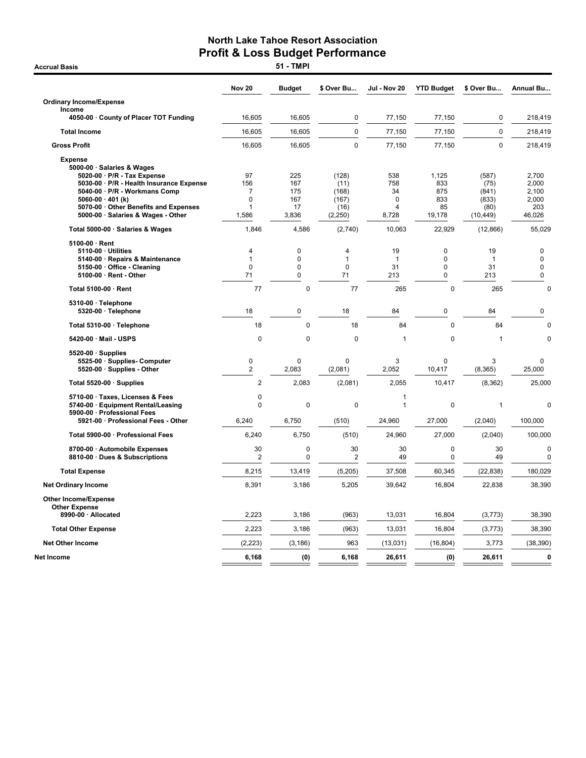# North Lake Tahoe Resort Association
## Profit & Loss Budget Performance

**Accrual Basis** — **51 - TMPI**

| | Nov 20 | Budget | $ Over Bu... | Jul - Nov 20 | YTD Budget | $ Over Bu... | Annual Bu... |
|---|---|---|---|---|---|---|---|
| **Ordinary Income/Expense** | | | | | | | |
| **Income** | | | | | | | |
| 4050-00 · County of Placer TOT Funding | 16,605 | 16,605 | 0 | 77,150 | 77,150 | 0 | 218,419 |
| **Total Income** | 16,605 | 16,605 | 0 | 77,150 | 77,150 | 0 | 218,419 |
| **Gross Profit** | 16,605 | 16,605 | 0 | 77,150 | 77,150 | 0 | 218,419 |
| **Expense** | | | | | | | |
| 5000-00 · Salaries & Wages | | | | | | | |
| 5020-00 · P/R - Tax Expense | 97 | 225 | (128) | 538 | 1,125 | (587) | 2,700 |
| 5030-00 · P/R - Health Insurance Expense | 156 | 167 | (11) | 758 | 833 | (75) | 2,000 |
| 5040-00 · P/R - Workmans Comp | 7 | 175 | (168) | 34 | 875 | (841) | 2,100 |
| 5060-00 · 401 (k) | 0 | 167 | (167) | 0 | 833 | (833) | 2,000 |
| 5070-00 · Other Benefits and Expenses | 1 | 17 | (16) | 4 | 85 | (80) | 203 |
| 5000-00 · Salaries & Wages - Other | 1,586 | 3,836 | (2,250) | 8,728 | 19,178 | (10,449) | 46,026 |
| Total 5000-00 · Salaries & Wages | 1,846 | 4,586 | (2,740) | 10,063 | 22,929 | (12,866) | 55,029 |
| 5100-00 · Rent | | | | | | | |
| 5110-00 · Utilities | 4 | 0 | 4 | 19 | 0 | 19 | 0 |
| 5140-00 · Repairs & Maintenance | 1 | 0 | 1 | 1 | 0 | 1 | 0 |
| 5150-00 · Office - Cleaning | 0 | 0 | 0 | 31 | 0 | 31 | 0 |
| 5100-00 · Rent - Other | 71 | 0 | 71 | 213 | 0 | 213 | 0 |
| Total 5100-00 · Rent | 77 | 0 | 77 | 265 | 0 | 265 | 0 |
| 5310-00 · Telephone | | | | | | | |
| 5320-00 · Telephone | 18 | 0 | 18 | 84 | 0 | 84 | 0 |
| Total 5310-00 · Telephone | 18 | 0 | 18 | 84 | 0 | 84 | 0 |
| 5420-00 · Mail - USPS | 0 | 0 | 0 | 1 | 0 | 1 | 0 |
| 5520-00 · Supplies | | | | | | | |
| 5525-00 · Supplies- Computer | 0 | 0 | 0 | 3 | 0 | 3 | 0 |
| 5520-00 · Supplies - Other | 2 | 2,083 | (2,081) | 2,052 | 10,417 | (8,365) | 25,000 |
| Total 5520-00 · Supplies | 2 | 2,083 | (2,081) | 2,055 | 10,417 | (8,362) | 25,000 |
| 5710-00 · Taxes, Licenses & Fees | 0 | | | 1 | | | |
| 5740-00 · Equipment Rental/Leasing | 0 | 0 | 0 | 1 | 0 | 1 | 0 |
| 5900-00 · Professional Fees | | | | | | | |
| 5921-00 · Professional Fees - Other | 6,240 | 6,750 | (510) | 24,960 | 27,000 | (2,040) | 100,000 |
| Total 5900-00 · Professional Fees | 6,240 | 6,750 | (510) | 24,960 | 27,000 | (2,040) | 100,000 |
| 8700-00 · Automobile Expenses | 30 | 0 | 30 | 30 | 0 | 30 | 0 |
| 8810-00 · Dues & Subscriptions | 2 | 0 | 2 | 49 | 0 | 49 | 0 |
| **Total Expense** | 8,215 | 13,419 | (5,205) | 37,508 | 60,345 | (22,838) | 180,029 |
| **Net Ordinary Income** | 8,391 | 3,186 | 5,205 | 39,642 | 16,804 | 22,838 | 38,390 |
| **Other Income/Expense** | | | | | | | |
| **Other Expense** | | | | | | | |
| 8990-00 · Allocated | 2,223 | 3,186 | (963) | 13,031 | 16,804 | (3,773) | 38,390 |
| **Total Other Expense** | 2,223 | 3,186 | (963) | 13,031 | 16,804 | (3,773) | 38,390 |
| **Net Other Income** | (2,223) | (3,186) | 963 | (13,031) | (16,804) | 3,773 | (38,390) |
| **Net Income** | **6,168** | **(0)** | **6,168** | **26,611** | **(0)** | **26,611** | **0** |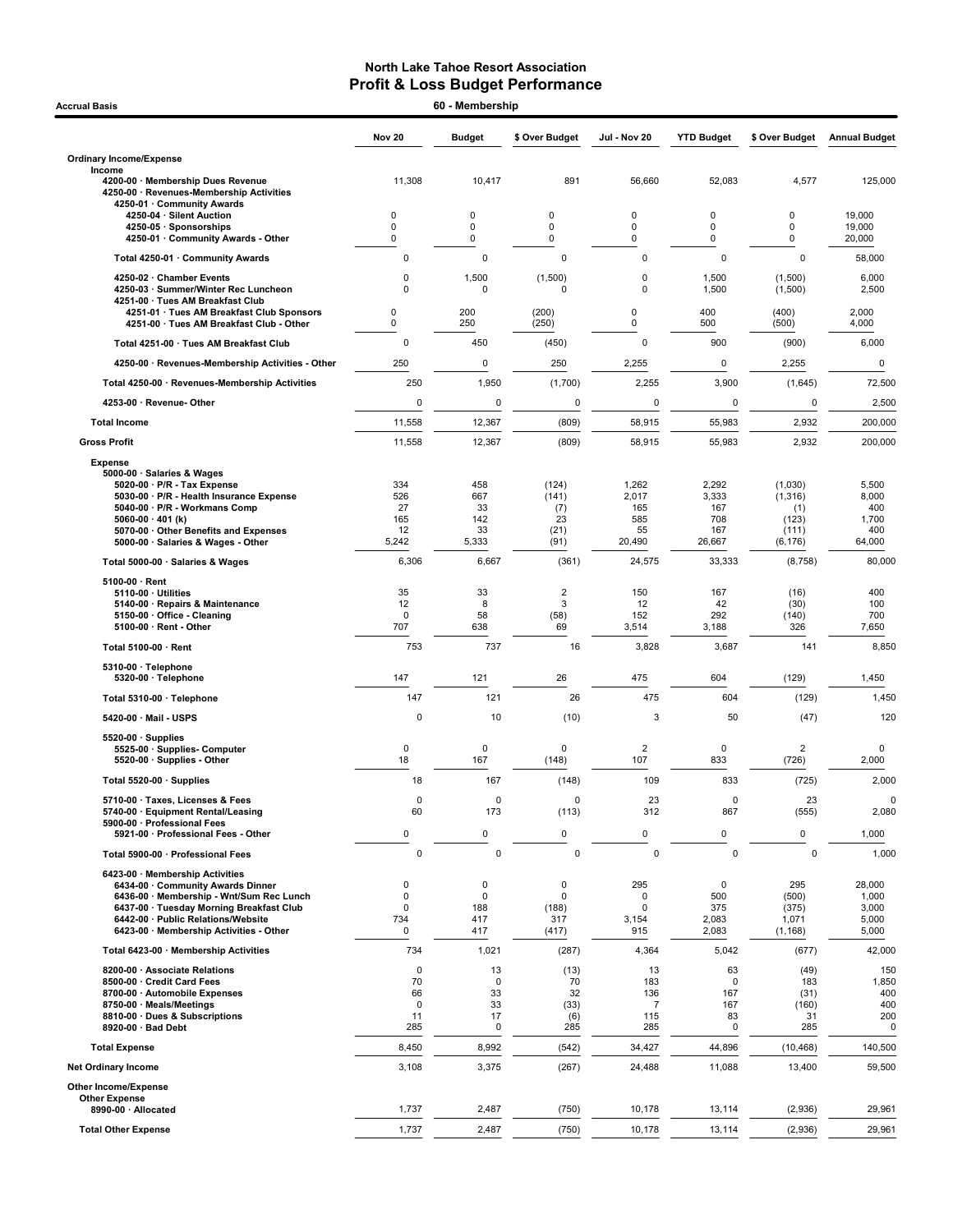# North Lake Tahoe Resort Association
## Profit & Loss Budget Performance

**Accrual Basis** — **60 - Membership**

| | Nov 20 | Budget | $ Over Budget | Jul - Nov 20 | YTD Budget | $ Over Budget | Annual Budget |
|---|---|---|---|---|---|---|---|
| **Ordinary Income/Expense** | | | | | | | |
| **Income** | | | | | | | |
| 4200-00 · Membership Dues Revenue | 11,308 | 10,417 | 891 | 56,660 | 52,083 | 4,577 | 125,000 |
| 4250-00 · Revenues-Membership Activities | | | | | | | |
| 4250-01 · Community Awards | | | | | | | |
| 4250-04 · Silent Auction | 0 | 0 | 0 | 0 | 0 | 0 | 19,000 |
| 4250-05 · Sponsorships | 0 | 0 | 0 | 0 | 0 | 0 | 19,000 |
| 4250-01 · Community Awards - Other | 0 | 0 | 0 | 0 | 0 | 0 | 20,000 |
| Total 4250-01 · Community Awards | 0 | 0 | 0 | 0 | 0 | 0 | 58,000 |
| 4250-02 · Chamber Events | 0 | 1,500 | (1,500) | 0 | 1,500 | (1,500) | 6,000 |
| 4250-03 · Summer/Winter Rec Luncheon | 0 | 0 | 0 | 0 | 1,500 | (1,500) | 2,500 |
| 4251-00 · Tues AM Breakfast Club | | | | | | | |
| 4251-01 · Tues AM Breakfast Club Sponsors | 0 | 200 | (200) | 0 | 400 | (400) | 2,000 |
| 4251-00 · Tues AM Breakfast Club - Other | 0 | 250 | (250) | 0 | 500 | (500) | 4,000 |
| Total 4251-00 · Tues AM Breakfast Club | 0 | 450 | (450) | 0 | 900 | (900) | 6,000 |
| 4250-00 · Revenues-Membership Activities - Other | 250 | 0 | 250 | 2,255 | 0 | 2,255 | 0 |
| Total 4250-00 · Revenues-Membership Activities | 250 | 1,950 | (1,700) | 2,255 | 3,900 | (1,645) | 72,500 |
| 4253-00 · Revenue- Other | 0 | 0 | 0 | 0 | 0 | 0 | 2,500 |
| **Total Income** | 11,558 | 12,367 | (809) | 58,915 | 55,983 | 2,932 | 200,000 |
| **Gross Profit** | 11,558 | 12,367 | (809) | 58,915 | 55,983 | 2,932 | 200,000 |
| **Expense** | | | | | | | |
| 5000-00 · Salaries & Wages | | | | | | | |
| 5020-00 · P/R - Tax Expense | 334 | 458 | (124) | 1,262 | 2,292 | (1,030) | 5,500 |
| 5030-00 · P/R - Health Insurance Expense | 526 | 667 | (141) | 2,017 | 3,333 | (1,316) | 8,000 |
| 5040-00 · P/R - Workmans Comp | 27 | 33 | (7) | 165 | 167 | (1) | 400 |
| 5060-00 · 401 (k) | 165 | 142 | 23 | 585 | 708 | (123) | 1,700 |
| 5070-00 · Other Benefits and Expenses | 12 | 33 | (21) | 55 | 167 | (111) | 400 |
| 5000-00 · Salaries & Wages - Other | 5,242 | 5,333 | (91) | 20,490 | 26,667 | (6,176) | 64,000 |
| Total 5000-00 · Salaries & Wages | 6,306 | 6,667 | (361) | 24,575 | 33,333 | (8,758) | 80,000 |
| 5100-00 · Rent | | | | | | | |
| 5110-00 · Utilities | 35 | 33 | 2 | 150 | 167 | (16) | 400 |
| 5140-00 · Repairs & Maintenance | 12 | 8 | 3 | 12 | 42 | (30) | 100 |
| 5150-00 · Office - Cleaning | 0 | 58 | (58) | 152 | 292 | (140) | 700 |
| 5100-00 · Rent - Other | 707 | 638 | 69 | 3,514 | 3,188 | 326 | 7,650 |
| Total 5100-00 · Rent | 753 | 737 | 16 | 3,828 | 3,687 | 141 | 8,850 |
| 5310-00 · Telephone | | | | | | | |
| 5320-00 · Telephone | 147 | 121 | 26 | 475 | 604 | (129) | 1,450 |
| Total 5310-00 · Telephone | 147 | 121 | 26 | 475 | 604 | (129) | 1,450 |
| 5420-00 · Mail - USPS | 0 | 10 | (10) | 3 | 50 | (47) | 120 |
| 5520-00 · Supplies | | | | | | | |
| 5525-00 · Supplies- Computer | 0 | 0 | 0 | 2 | 0 | 2 | 0 |
| 5520-00 · Supplies - Other | 18 | 167 | (148) | 107 | 833 | (726) | 2,000 |
| Total 5520-00 · Supplies | 18 | 167 | (148) | 109 | 833 | (725) | 2,000 |
| 5710-00 · Taxes, Licenses & Fees | 0 | 0 | 0 | 23 | 0 | 23 | 0 |
| 5740-00 · Equipment Rental/Leasing | 60 | 173 | (113) | 312 | 867 | (555) | 2,080 |
| 5900-00 · Professional Fees | | | | | | | |
| 5921-00 · Professional Fees - Other | 0 | 0 | 0 | 0 | 0 | 0 | 1,000 |
| Total 5900-00 · Professional Fees | 0 | 0 | 0 | 0 | 0 | 0 | 1,000 |
| 6423-00 · Membership Activities | | | | | | | |
| 6434-00 · Community Awards Dinner | 0 | 0 | 0 | 295 | 0 | 295 | 28,000 |
| 6436-00 · Membership - Wnt/Sum Rec Lunch | 0 | 0 | 0 | 0 | 500 | (500) | 1,000 |
| 6437-00 · Tuesday Morning Breakfast Club | 0 | 188 | (188) | 0 | 375 | (375) | 3,000 |
| 6442-00 · Public Relations/Website | 734 | 417 | 317 | 3,154 | 2,083 | 1,071 | 5,000 |
| 6423-00 · Membership Activities - Other | 0 | 417 | (417) | 915 | 2,083 | (1,168) | 5,000 |
| Total 6423-00 · Membership Activities | 734 | 1,021 | (287) | 4,364 | 5,042 | (677) | 42,000 |
| 8200-00 · Associate Relations | 0 | 13 | (13) | 13 | 63 | (49) | 150 |
| 8500-00 · Credit Card Fees | 70 | 0 | 70 | 183 | 0 | 183 | 1,850 |
| 8700-00 · Automobile Expenses | 66 | 33 | 32 | 136 | 167 | (31) | 400 |
| 8750-00 · Meals/Meetings | 0 | 33 | (33) | 7 | 167 | (160) | 400 |
| 8810-00 · Dues & Subscriptions | 11 | 17 | (6) | 115 | 83 | 31 | 200 |
| 8920-00 · Bad Debt | 285 | 0 | 285 | 285 | 0 | 285 | 0 |
| **Total Expense** | 8,450 | 8,992 | (542) | 34,427 | 44,896 | (10,468) | 140,500 |
| **Net Ordinary Income** | 3,108 | 3,375 | (267) | 24,488 | 11,088 | 13,400 | 59,500 |
| **Other Income/Expense** | | | | | | | |
| **Other Expense** | | | | | | | |
| 8990-00 · Allocated | 1,737 | 2,487 | (750) | 10,178 | 13,114 | (2,936) | 29,961 |
| **Total Other Expense** | 1,737 | 2,487 | (750) | 10,178 | 13,114 | (2,936) | 29,961 |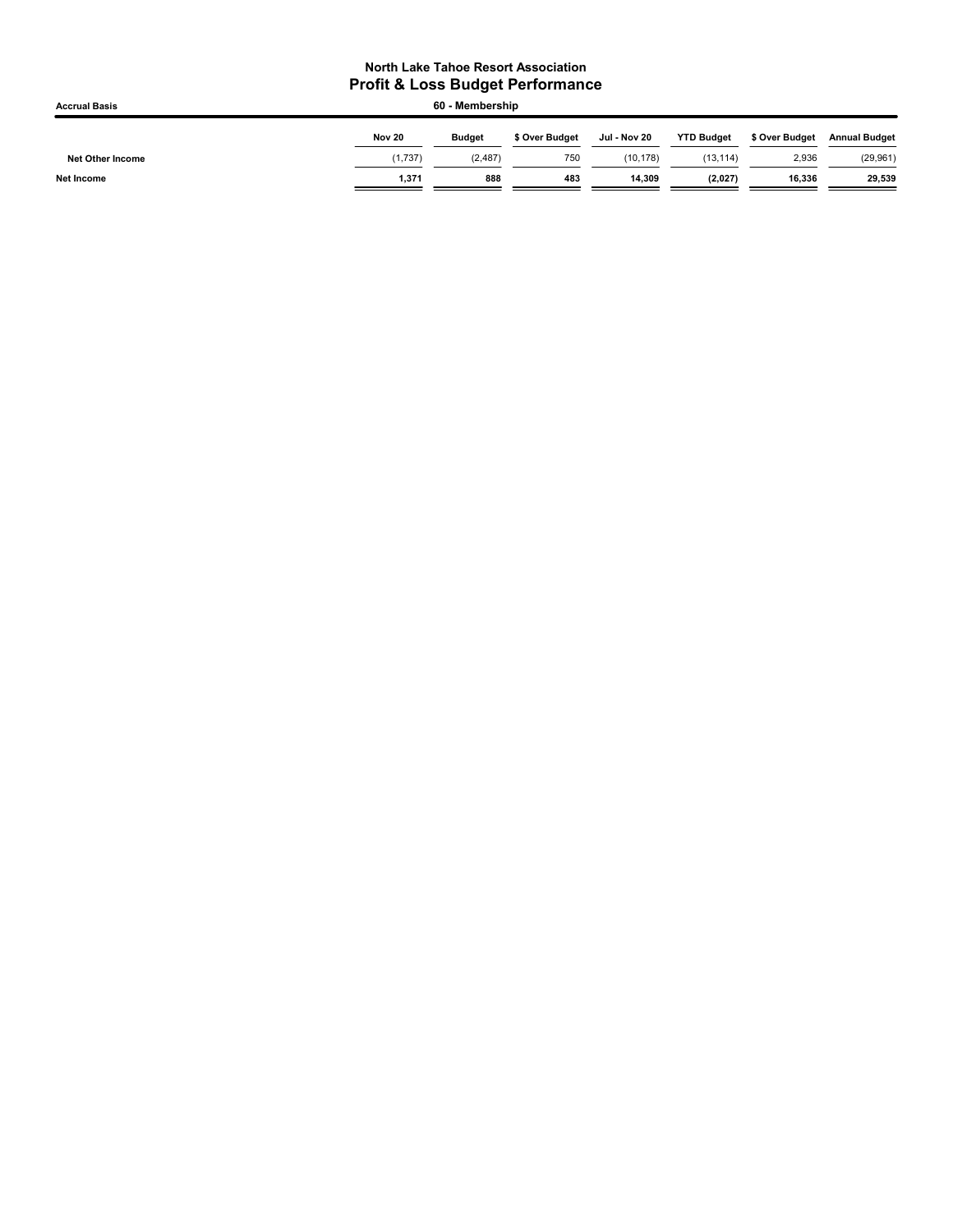# North Lake Tahoe Resort Association
## Profit & Loss Budget Performance

**Accrual Basis** — **60 - Membership**

| | Nov 20 | Budget | $ Over Budget | Jul - Nov 20 | YTD Budget | $ Over Budget | Annual Budget |
|---|---|---|---|---|---|---|---|
| **Net Other Income** | (1,737) | (2,487) | 750 | (10,178) | (13,114) | 2,936 | (29,961) |
| **Net Income** | **1,371** | **888** | **483** | **14,309** | **(2,027)** | **16,336** | **29,539** |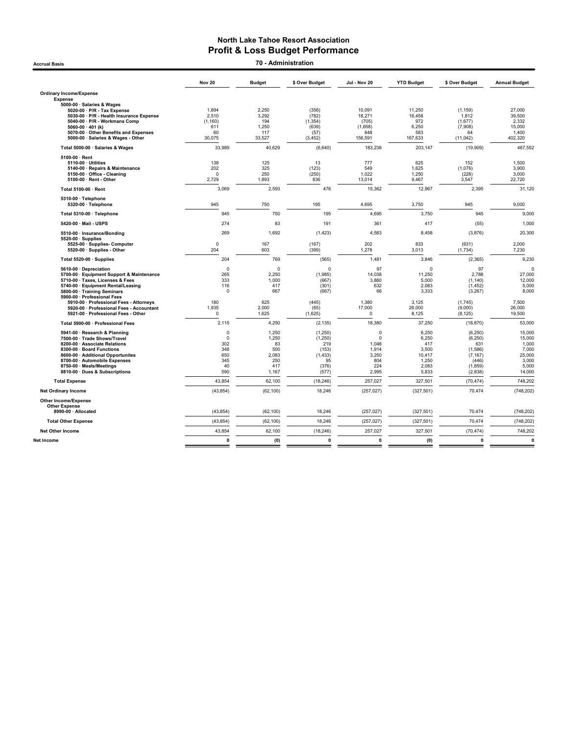# North Lake Tahoe Resort Association
## Profit & Loss Budget Performance

Accrual Basis

### 70 - Administration

| | Nov 20 | Budget | $ Over Budget | Jul - Nov 20 | YTD Budget | $ Over Budget | Annual Budget |
|---|---|---|---|---|---|---|---|
| **Ordinary Income/Expense** | | | | | | | |
| **Expense** | | | | | | | |
| **5000-00 · Salaries & Wages** | | | | | | | |
| 5020-00 · P/R - Tax Expense | 1,894 | 2,250 | (356) | 10,091 | 11,250 | (1,159) | 27,000 |
| 5030-00 · P/R - Health Insurance Expense | 2,510 | 3,292 | (782) | 18,271 | 16,458 | 1,812 | 39,500 |
| 5040-00 · P/R - Workmans Comp | (1,160) | 194 | (1,354) | (705) | 972 | (1,677) | 2,332 |
| 5060-00 · 401 (k) | 611 | 1,250 | (639) | (1,658) | 6,250 | (7,908) | 15,000 |
| 5070-00 · Other Benefits and Expenses | 60 | 117 | (57) | 648 | 583 | 64 | 1,400 |
| 5000-00 · Salaries & Wages - Other | 30,075 | 33,527 | (3,452) | 156,591 | 167,633 | (11,042) | 402,320 |
| **Total 5000-00 · Salaries & Wages** | 33,989 | 40,629 | (6,640) | 183,238 | 203,147 | (19,909) | 487,552 |
| **5100-00 · Rent** | | | | | | | |
| 5110-00 · Utilities | 138 | 125 | 13 | 777 | 625 | 152 | 1,500 |
| 5140-00 · Repairs & Maintenance | 202 | 325 | (123) | 549 | 1,625 | (1,076) | 3,900 |
| 5150-00 · Office - Cleaning | 0 | 250 | (250) | 1,022 | 1,250 | (228) | 3,000 |
| 5100-00 · Rent - Other | 2,729 | 1,893 | 836 | 13,014 | 9,467 | 3,547 | 22,720 |
| **Total 5100-00 · Rent** | 3,069 | 2,593 | 476 | 15,362 | 12,967 | 2,395 | 31,120 |
| **5310-00 · Telephone** | | | | | | | |
| 5320-00 · Telephone | 945 | 750 | 195 | 4,695 | 3,750 | 945 | 9,000 |
| **Total 5310-00 · Telephone** | 945 | 750 | 195 | 4,695 | 3,750 | 945 | 9,000 |
| **5420-00 · Mail - USPS** | 274 | 83 | 191 | 361 | 417 | (55) | 1,000 |
| **5510-00 · Insurance/Bonding** | 269 | 1,692 | (1,423) | 4,583 | 8,458 | (3,876) | 20,300 |
| **5520-00 · Supplies** | | | | | | | |
| 5525-00 · Supplies- Computer | 0 | 167 | (167) | 202 | 833 | (631) | 2,000 |
| 5520-00 · Supplies - Other | 204 | 603 | (399) | 1,278 | 3,013 | (1,734) | 7,230 |
| **Total 5520-00 · Supplies** | 204 | 769 | (565) | 1,481 | 3,846 | (2,365) | 9,230 |
| 5610-00 · Depreciation | 0 | 0 | 0 | 97 | 0 | 97 | 0 |
| 5700-00 · Equipment Support & Maintenance | 265 | 2,250 | (1,985) | 14,038 | 11,250 | 2,788 | 27,000 |
| 5710-00 · Taxes, Licenses & Fees | 333 | 1,000 | (667) | 3,860 | 5,000 | (1,140) | 12,000 |
| 5740-00 · Equipment Rental/Leasing | 116 | 417 | (301) | 632 | 2,083 | (1,452) | 5,000 |
| 5800-00 · Training Seminars | 0 | 667 | (667) | 66 | 3,333 | (3,267) | 8,000 |
| **5900-00 · Professional Fees** | | | | | | | |
| 5910-00 · Professional Fees - Attorneys | 180 | 625 | (445) | 1,380 | 3,125 | (1,745) | 7,500 |
| 5920-00 · Professional Fees - Accountant | 1,935 | 2,000 | (65) | 17,000 | 26,000 | (9,000) | 26,000 |
| 5921-00 · Professional Fees - Other | 0 | 1,625 | (1,625) | 0 | 8,125 | (8,125) | 19,500 |
| **Total 5900-00 · Professional Fees** | 2,115 | 4,250 | (2,135) | 18,380 | 37,250 | (18,870) | 53,000 |
| 5941-00 · Research & Planning | 0 | 1,250 | (1,250) | 0 | 6,250 | (6,250) | 15,000 |
| 7500-00 · Trade Shows/Travel | 0 | 1,250 | (1,250) | 0 | 6,250 | (6,250) | 15,000 |
| 8200-00 · Associate Relations | 302 | 83 | 219 | 1,048 | 417 | 631 | 1,000 |
| 8300-00 · Board Functions | 348 | 500 | (153) | 1,914 | 3,500 | (1,586) | 7,000 |
| 8600-00 · Additional Opportunites | 650 | 2,083 | (1,433) | 3,250 | 10,417 | (7,167) | 25,000 |
| 8700-00 · Automobile Expenses | 345 | 250 | 95 | 804 | 1,250 | (446) | 3,000 |
| 8750-00 · Meals/Meetings | 40 | 417 | (376) | 224 | 2,083 | (1,859) | 5,000 |
| 8810-00 · Dues & Subscriptions | 590 | 1,167 | (577) | 2,995 | 5,833 | (2,838) | 14,000 |
| **Total Expense** | 43,854 | 62,100 | (18,246) | 257,027 | 327,501 | (70,474) | 748,202 |
| **Net Ordinary Income** | (43,854) | (62,100) | 18,246 | (257,027) | (327,501) | 70,474 | (748,202) |
| **Other Income/Expense** | | | | | | | |
| **Other Expense** | | | | | | | |
| 8990-00 · Allocated | (43,854) | (62,100) | 18,246 | (257,027) | (327,501) | 70,474 | (748,202) |
| **Total Other Expense** | (43,854) | (62,100) | 18,246 | (257,027) | (327,501) | 70,474 | (748,202) |
| **Net Other Income** | 43,854 | 62,100 | (18,246) | 257,027 | 327,501 | (70,474) | 748,202 |
| **Net Income** | 0 | (0) | 0 | 0 | (0) | 0 | 0 |